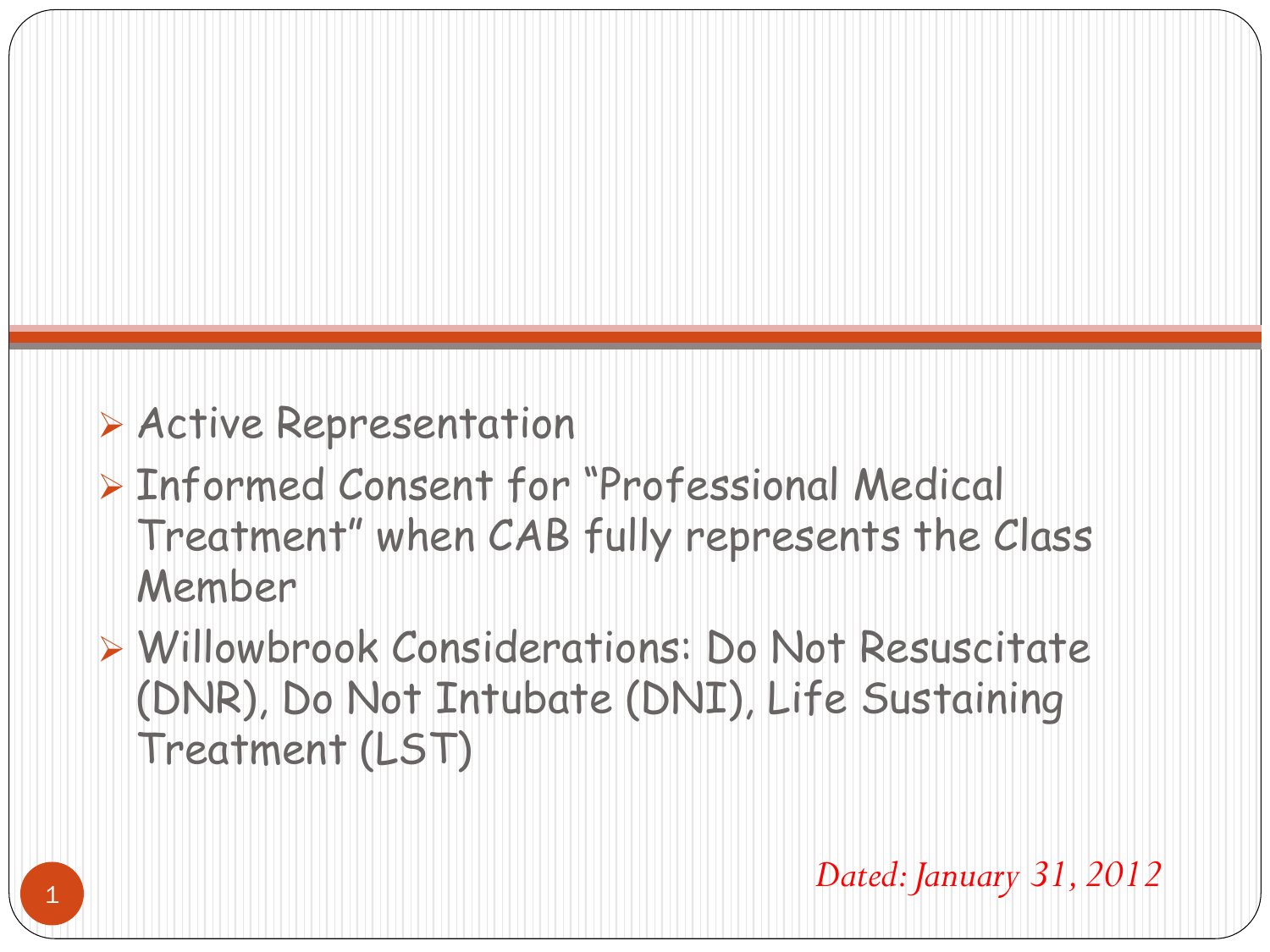- Active Representation
- Informed Consent for "Professional Medical Treatment" when CAB fully represents the Class Member
- Willowbrook Considerations: Do Not Resuscitate (DNR), Do Not Intubate (DNI), Life Sustaining Treatment (LST)

*Dated: January 31, 2012*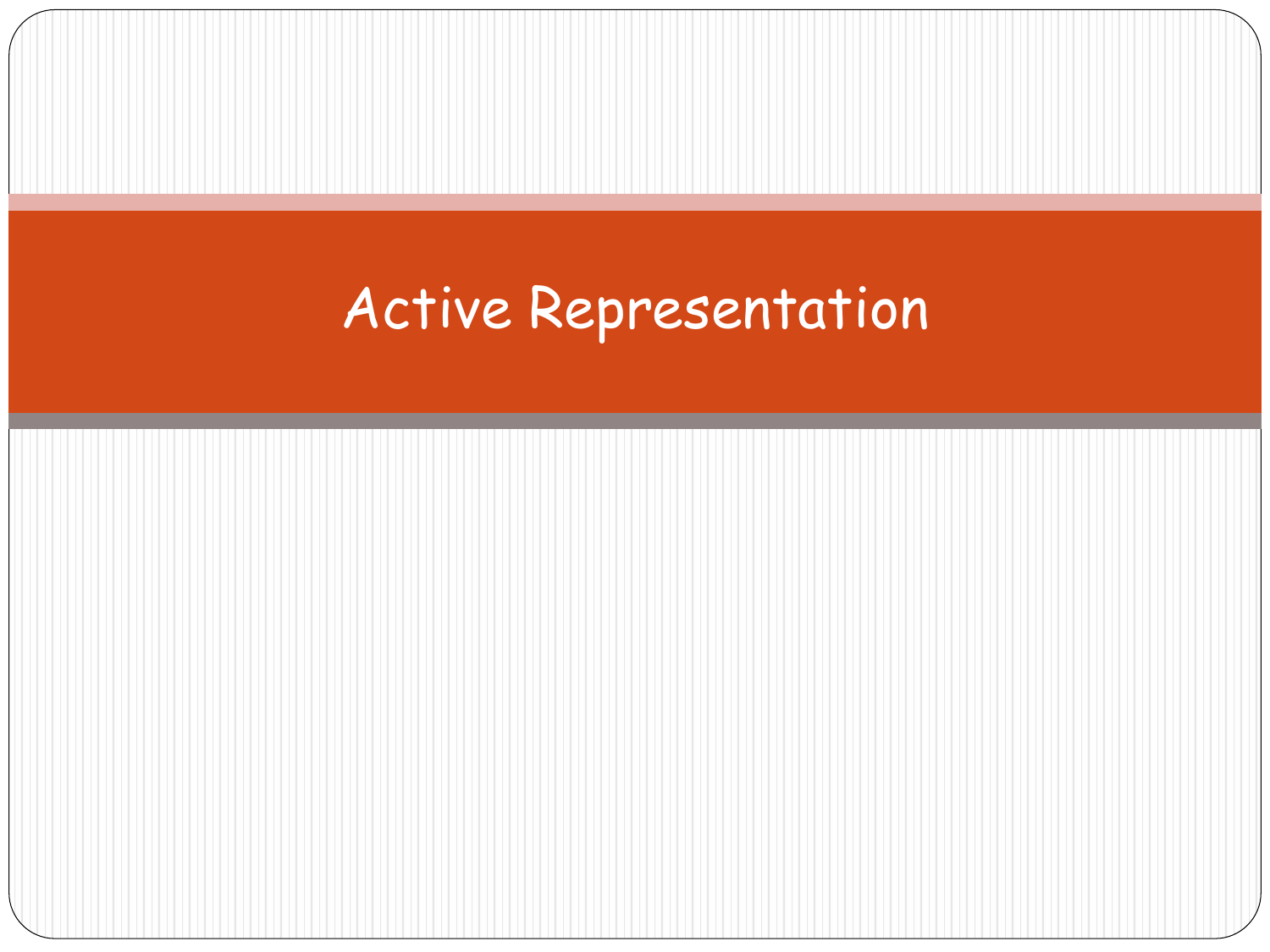# Active Representation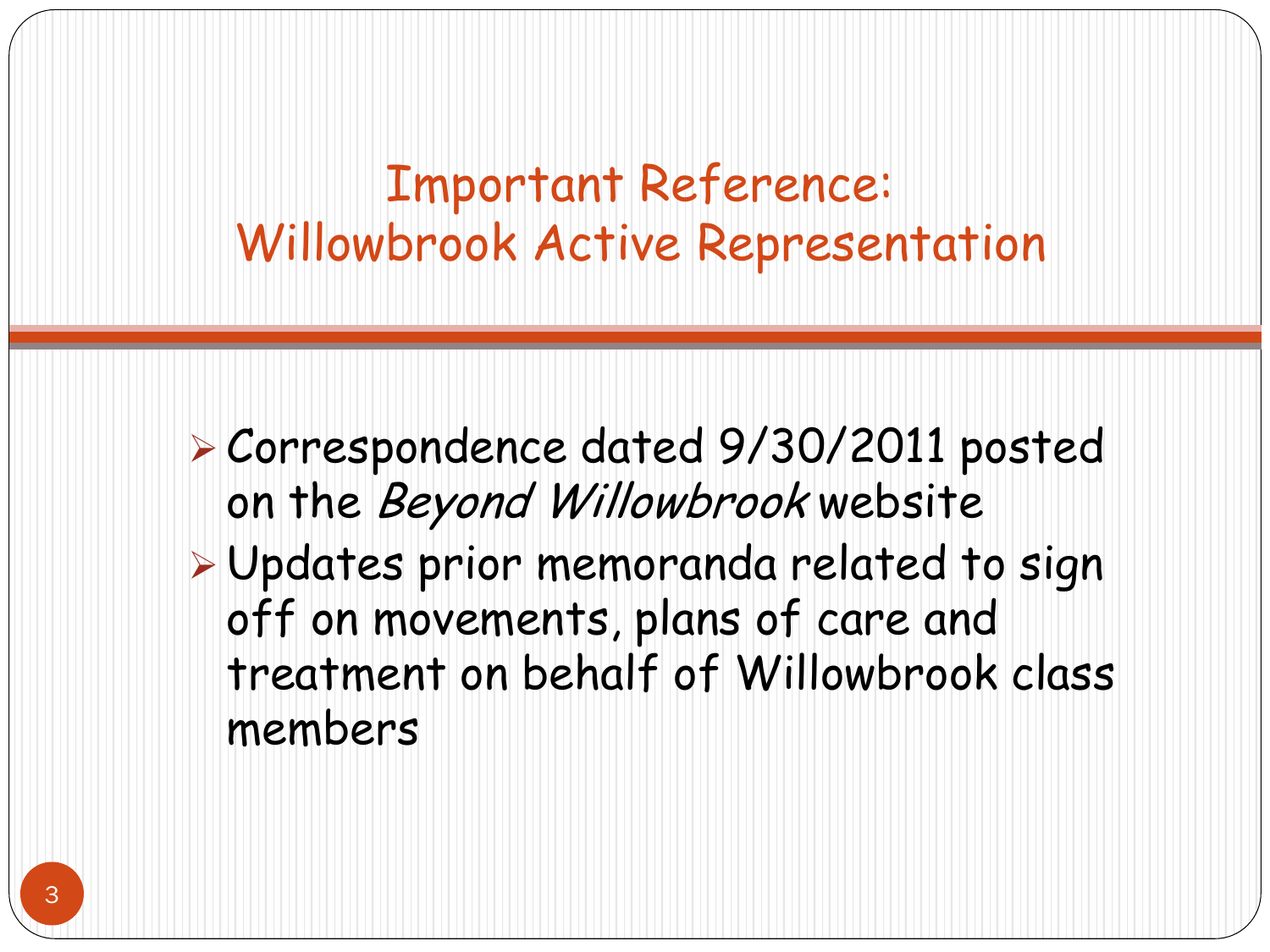# Important Reference: Willowbrook Active Representation

- Correspondence dated 9/30/2011 posted on the *Beyond Willowbrook* website
- Updates prior memoranda related to sign off on movements, plans of care and treatment on behalf of Willowbrook class members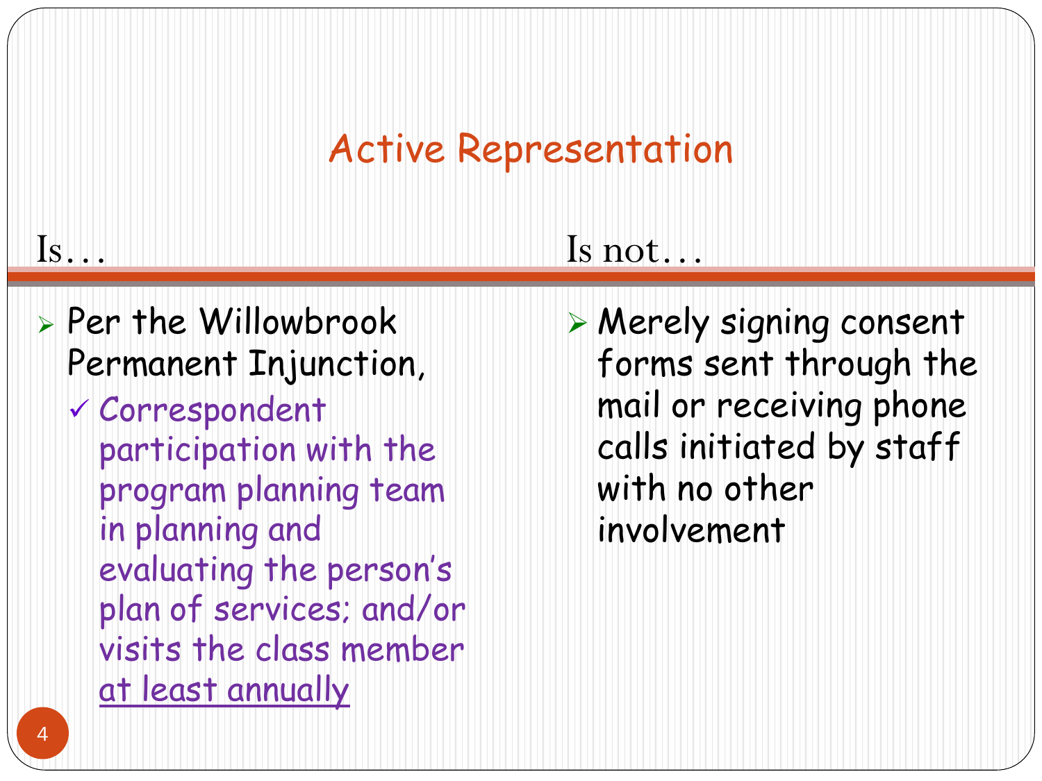# Active Representation

## Is…

- Per the Willowbrook Permanent Injunction,
  - ✓ Correspondent participation with the program planning team in planning and evaluating the person's plan of services; and/or visits the class member <u>at least annually</u>

## Is not…

- Merely signing consent forms sent through the mail or receiving phone calls initiated by staff with no other involvement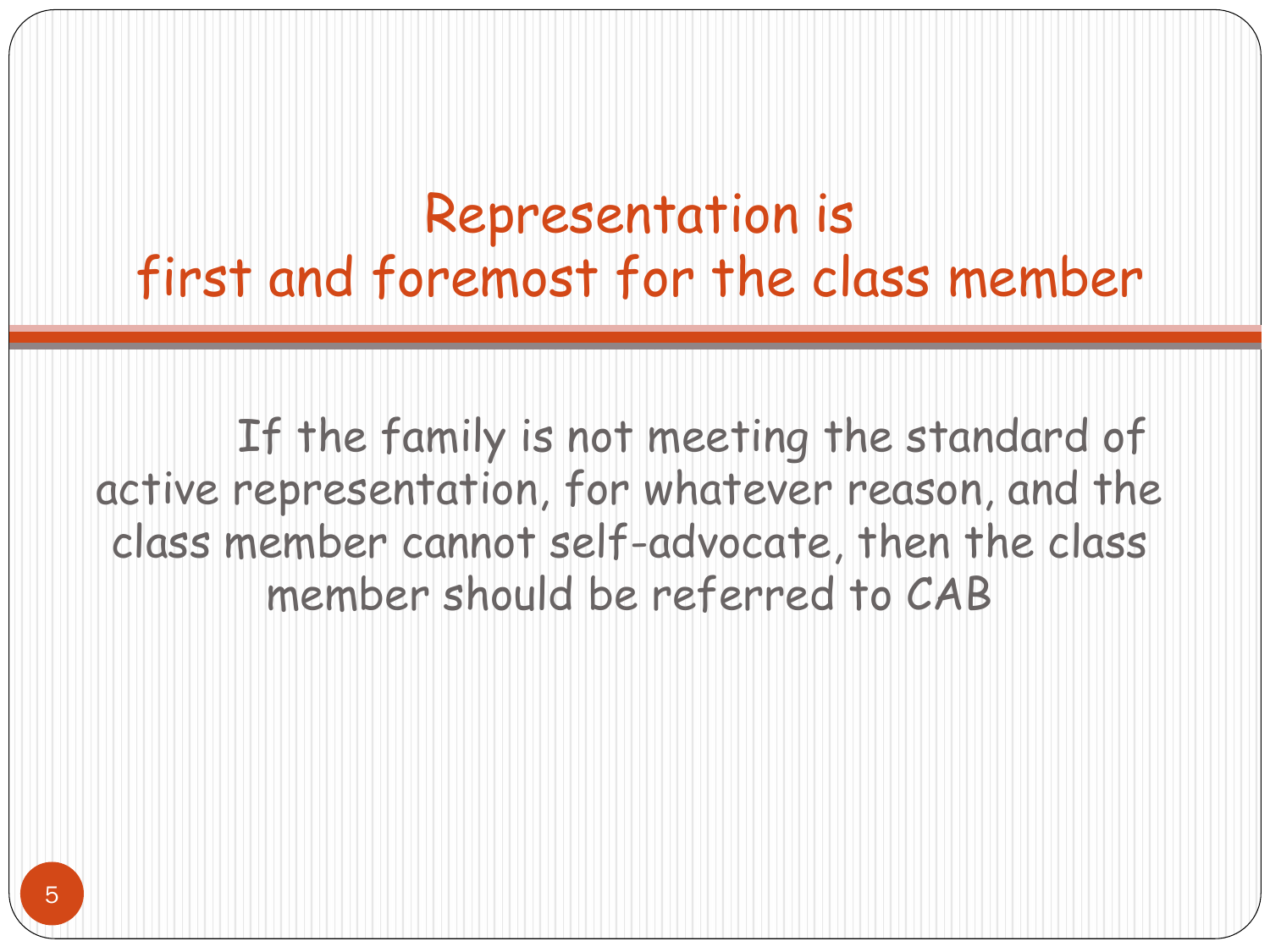# Representation is first and foremost for the class member

If the family is not meeting the standard of active representation, for whatever reason, and the class member cannot self-advocate, then the class member should be referred to CAB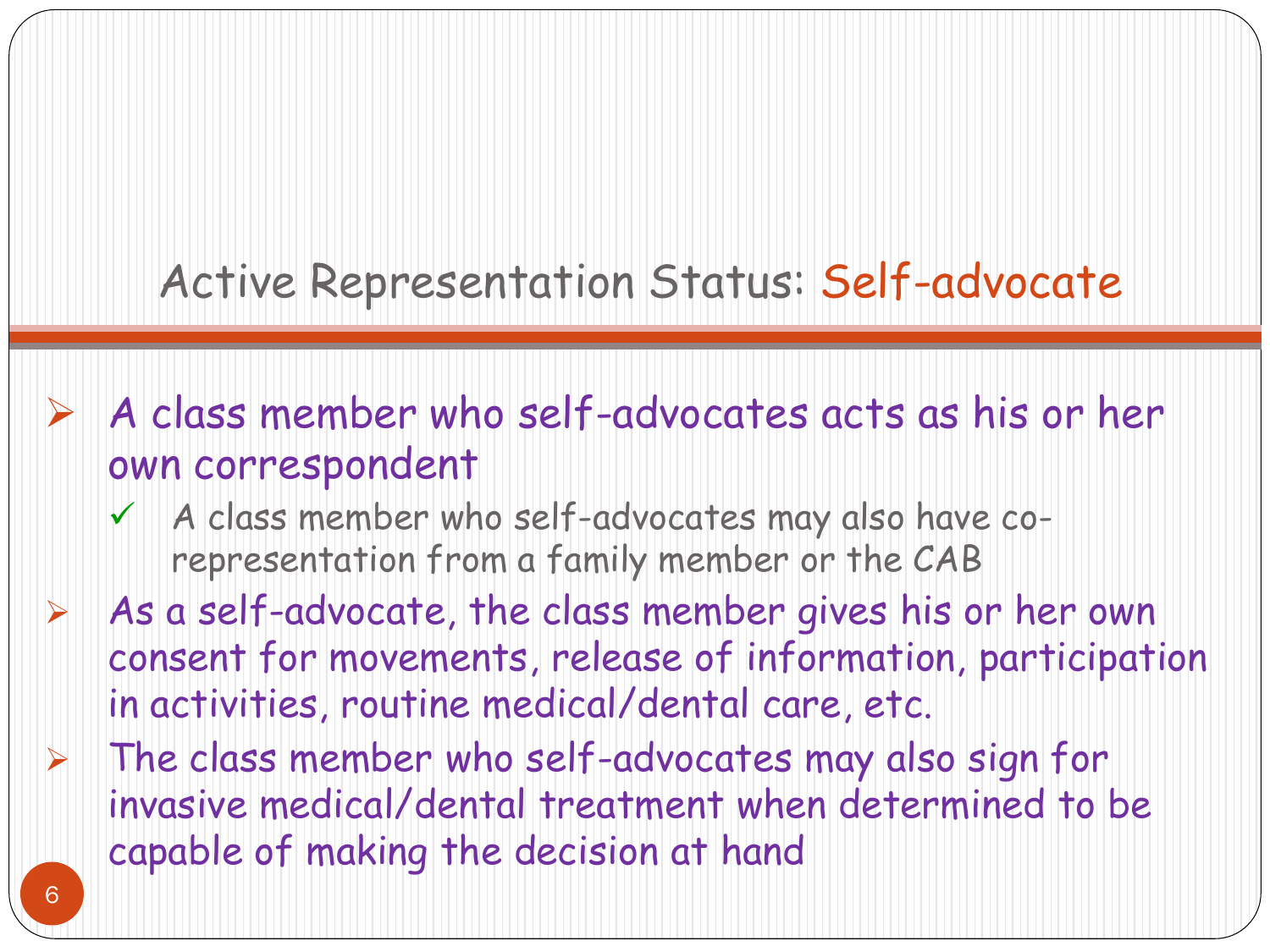# Active Representation Status: Self-advocate

- A class member who self-advocates acts as his or her own correspondent
  - A class member who self-advocates may also have co-representation from a family member or the CAB
- As a self-advocate, the class member gives his or her own consent for movements, release of information, participation in activities, routine medical/dental care, etc.
- The class member who self-advocates may also sign for invasive medical/dental treatment when determined to be capable of making the decision at hand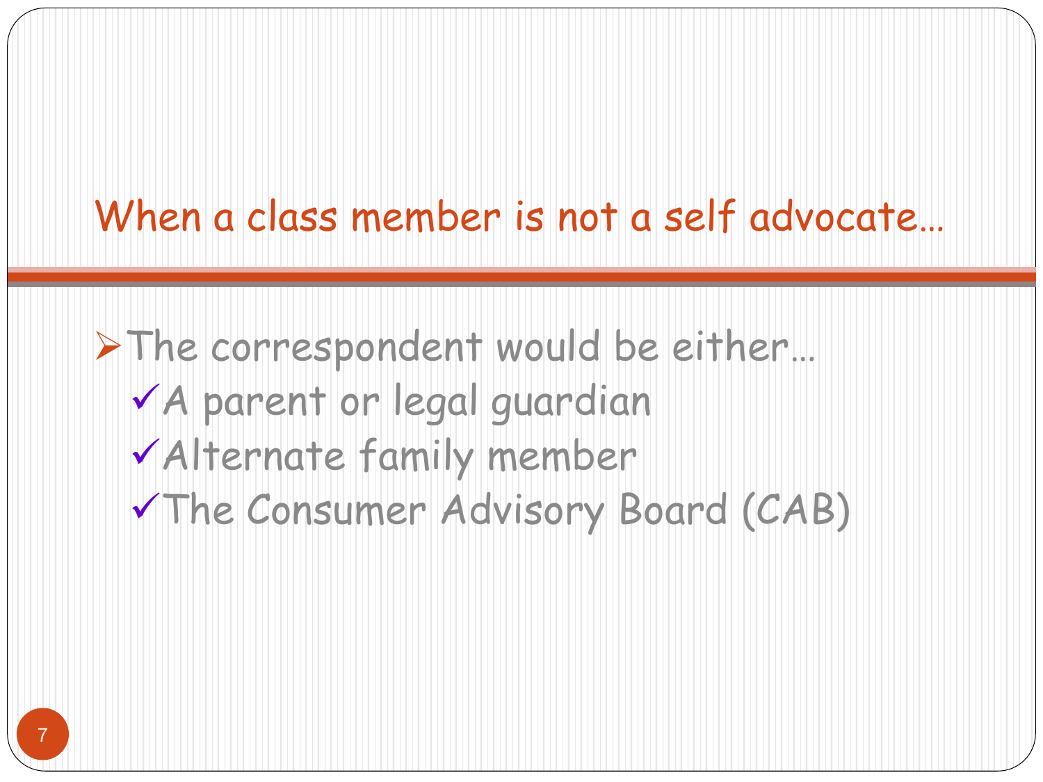# When a class member is not a self advocate…

- The correspondent would be either…
  - A parent or legal guardian
  - Alternate family member
  - The Consumer Advisory Board (CAB)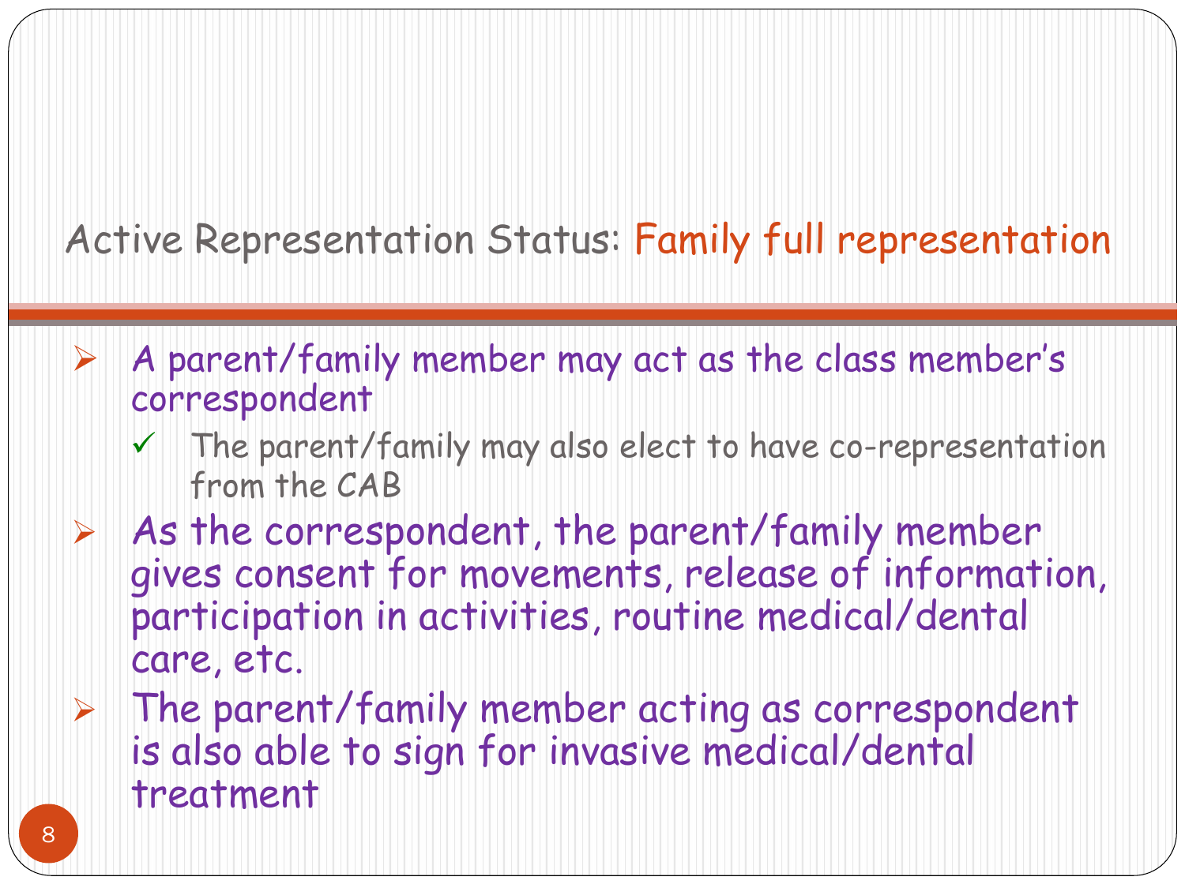## Active Representation Status: Family full representation

- A parent/family member may act as the class member's correspondent
  - The parent/family may also elect to have co-representation from the CAB
- As the correspondent, the parent/family member gives consent for movements, release of information, participation in activities, routine medical/dental care, etc.
- The parent/family member acting as correspondent is also able to sign for invasive medical/dental treatment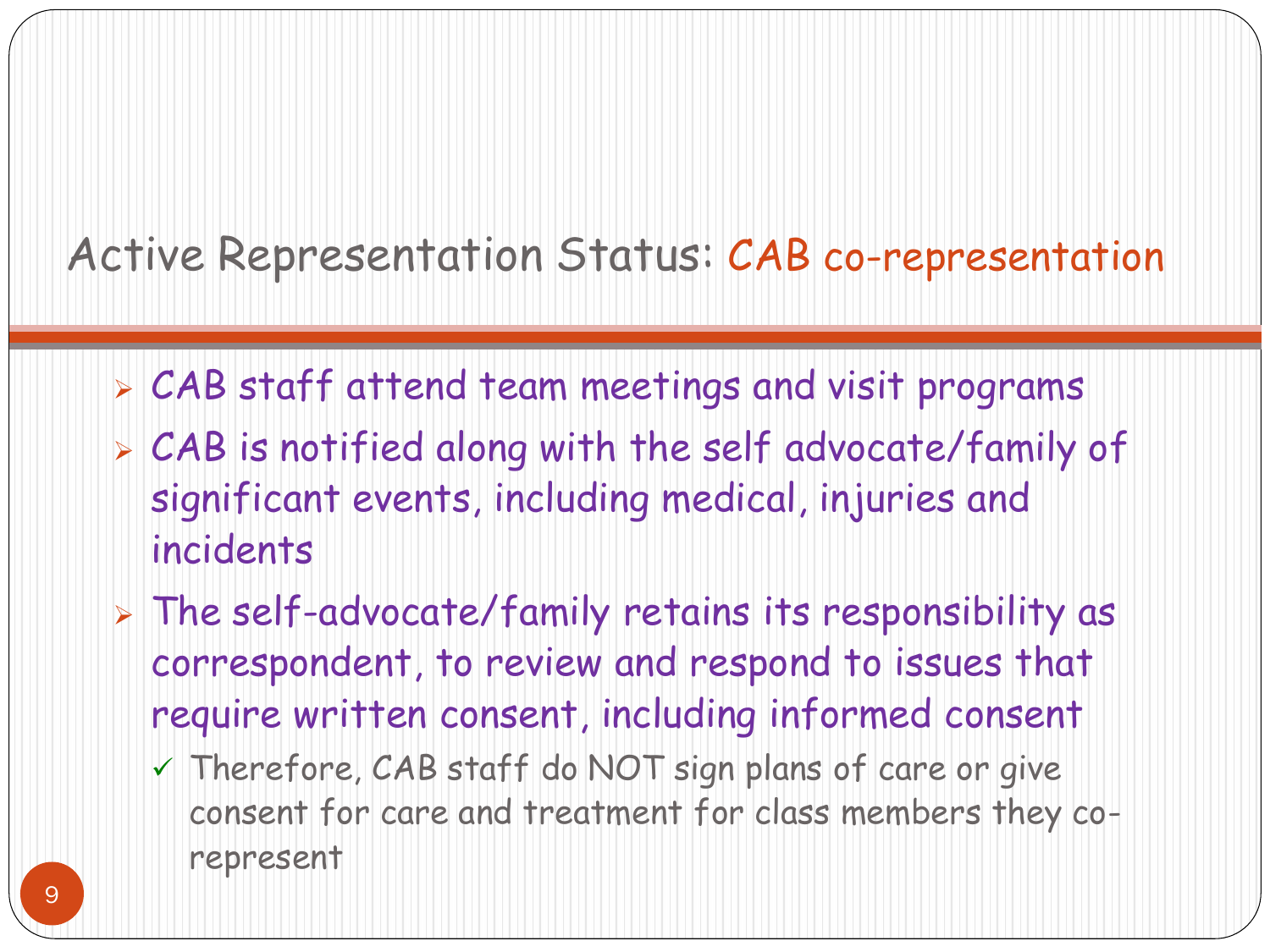# Active Representation Status: CAB co-representation

- CAB staff attend team meetings and visit programs
- CAB is notified along with the self advocate/family of significant events, including medical, injuries and incidents
- The self-advocate/family retains its responsibility as correspondent, to review and respond to issues that require written consent, including informed consent
  - ✓ Therefore, CAB staff do NOT sign plans of care or give consent for care and treatment for class members they co-represent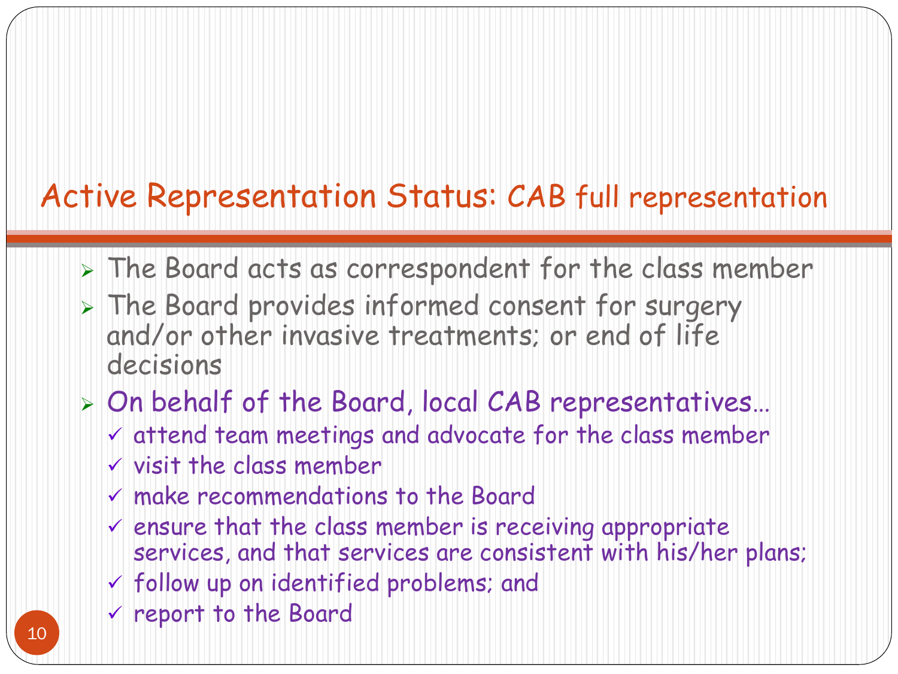# Active Representation Status: CAB full representation

- The Board acts as correspondent for the class member
- The Board provides informed consent for surgery and/or other invasive treatments; or end of life decisions
- On behalf of the Board, local CAB representatives…
  - attend team meetings and advocate for the class member
  - visit the class member
  - make recommendations to the Board
  - ensure that the class member is receiving appropriate services, and that services are consistent with his/her plans;
  - follow up on identified problems; and
  - report to the Board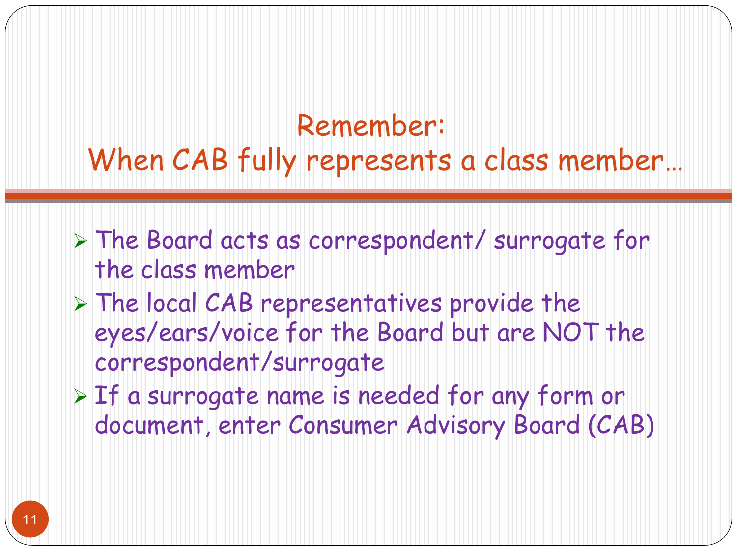# Remember: When CAB fully represents a class member…

- The Board acts as correspondent/ surrogate for the class member
- The local CAB representatives provide the eyes/ears/voice for the Board but are NOT the correspondent/surrogate
- If a surrogate name is needed for any form or document, enter Consumer Advisory Board (CAB)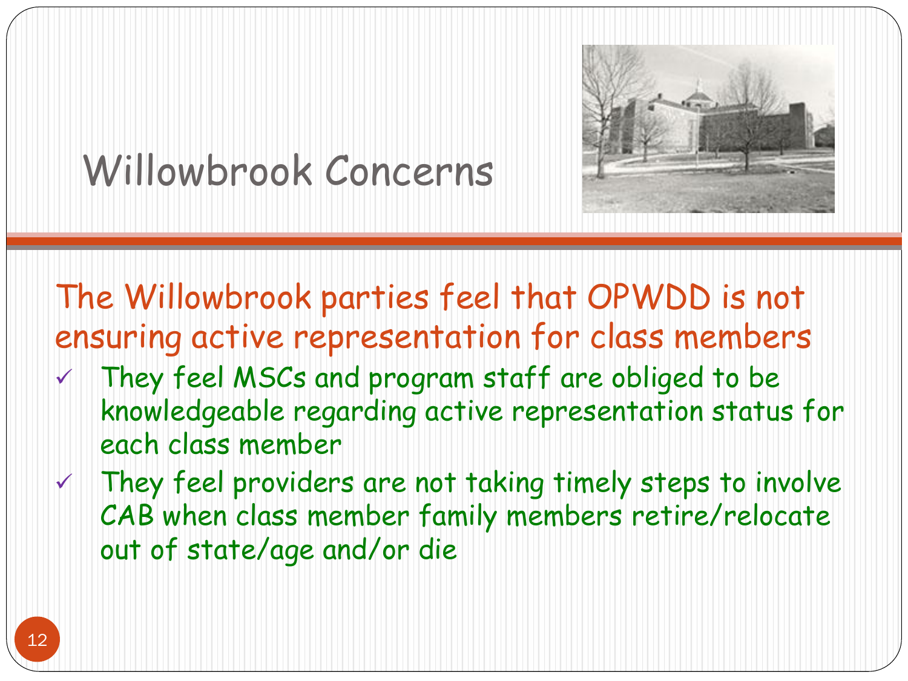# Willowbrook Concerns

The Willowbrook parties feel that OPWDD is not ensuring active representation for class members

- ✓ They feel MSCs and program staff are obliged to be knowledgeable regarding active representation status for each class member
- ✓ They feel providers are not taking timely steps to involve CAB when class member family members retire/relocate out of state/age and/or die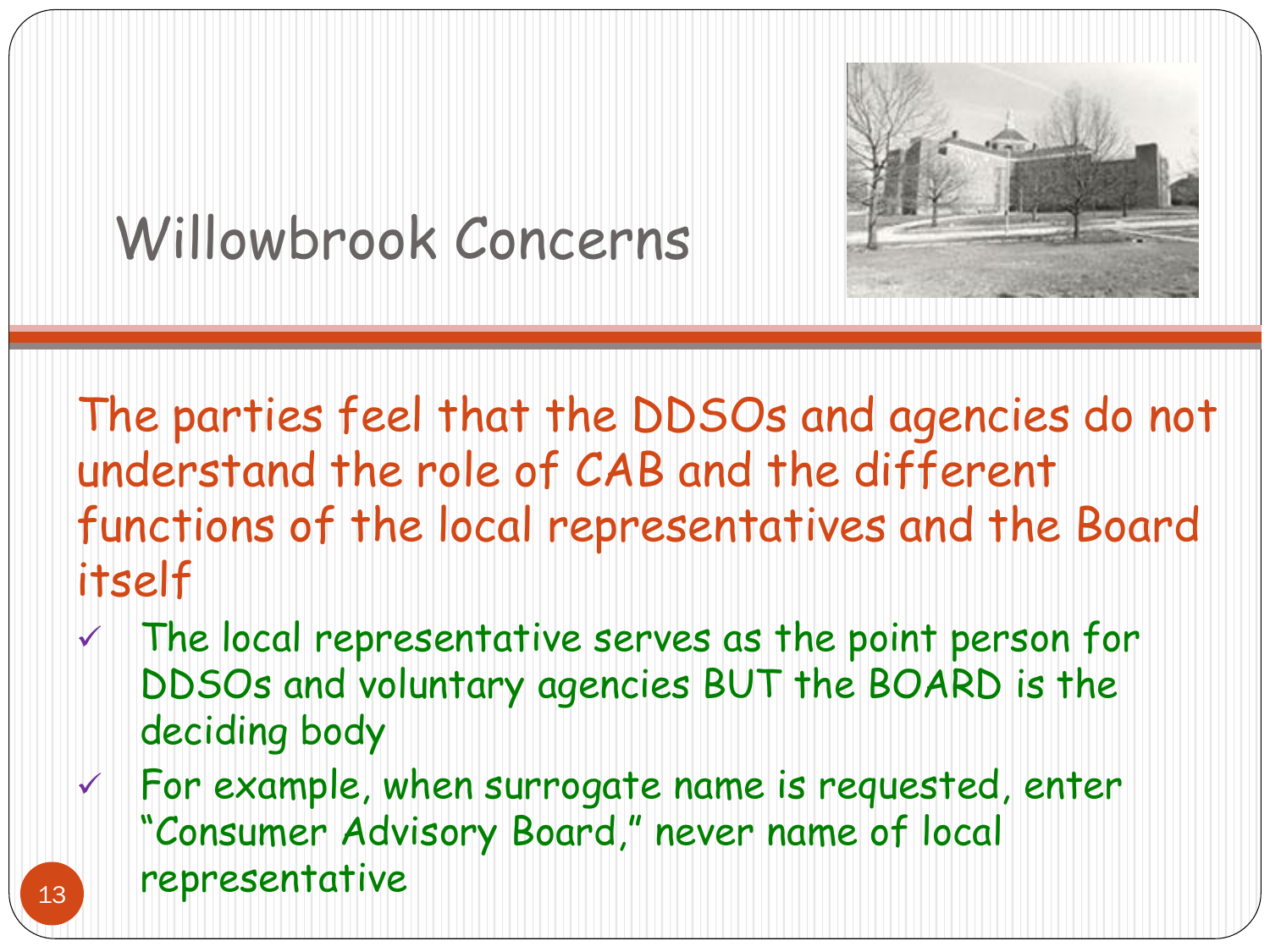# Willowbrook Concerns

The parties feel that the DDSOs and agencies do not understand the role of CAB and the different functions of the local representatives and the Board itself

- ✓ The local representative serves as the point person for DDSOs and voluntary agencies BUT the BOARD is the deciding body
- ✓ For example, when surrogate name is requested, enter "Consumer Advisory Board," never name of local representative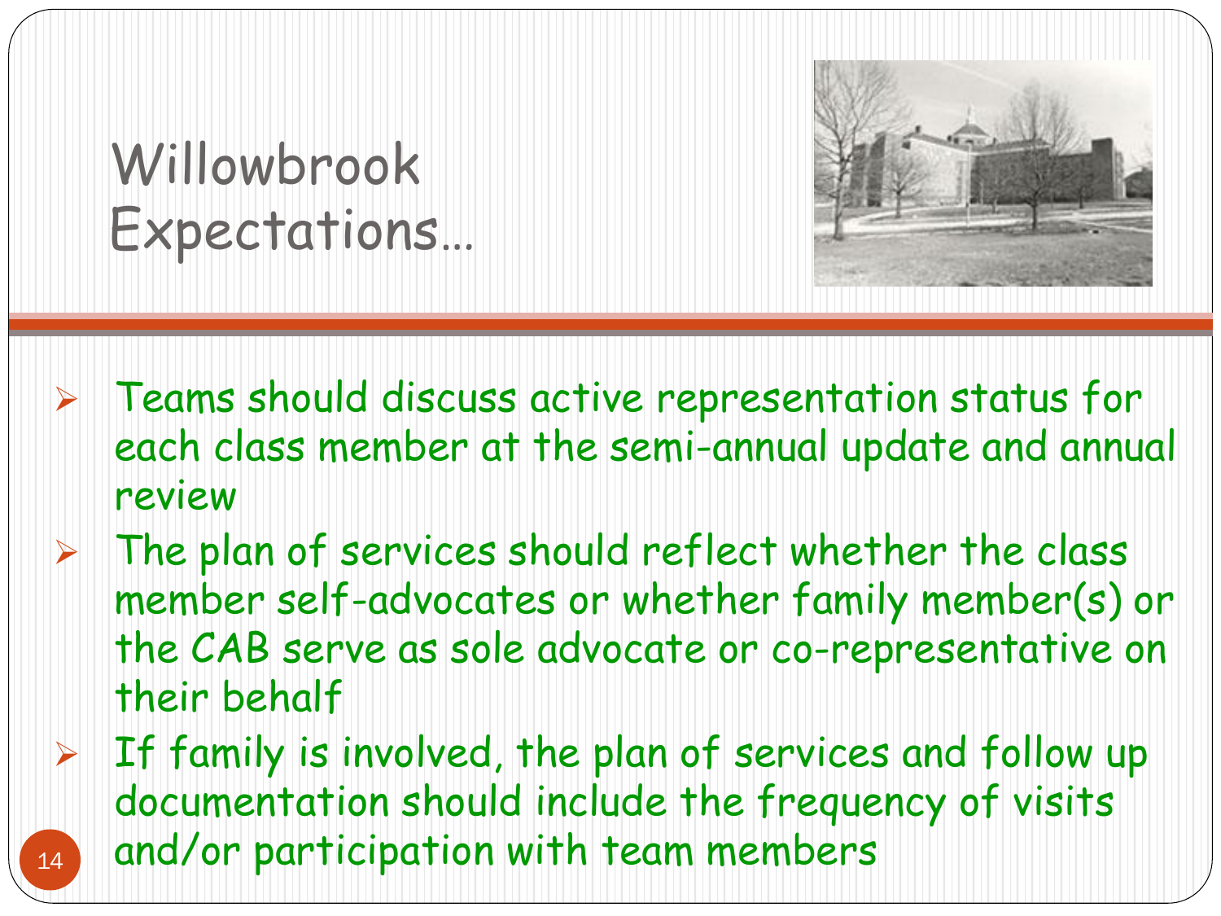# Willowbrook Expectations…

- Teams should discuss active representation status for each class member at the semi-annual update and annual review
- The plan of services should reflect whether the class member self-advocates or whether family member(s) or the CAB serve as sole advocate or co-representative on their behalf
- If family is involved, the plan of services and follow up documentation should include the frequency of visits and/or participation with team members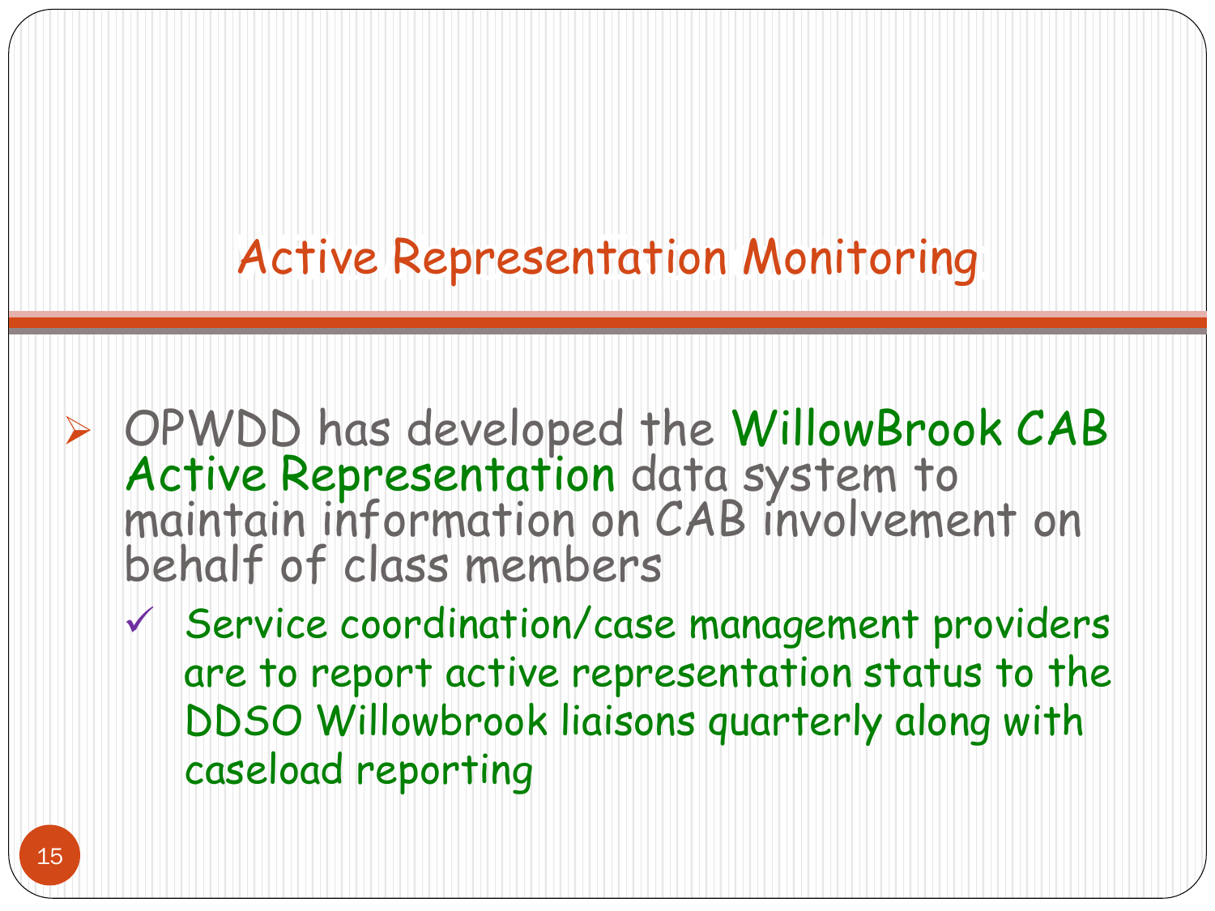# Active Representation Monitoring

- OPWDD has developed the WillowBrook CAB Active Representation data system to maintain information on CAB involvement on behalf of class members
  - ✓ Service coordination/case management providers are to report active representation status to the DDSO Willowbrook liaisons quarterly along with caseload reporting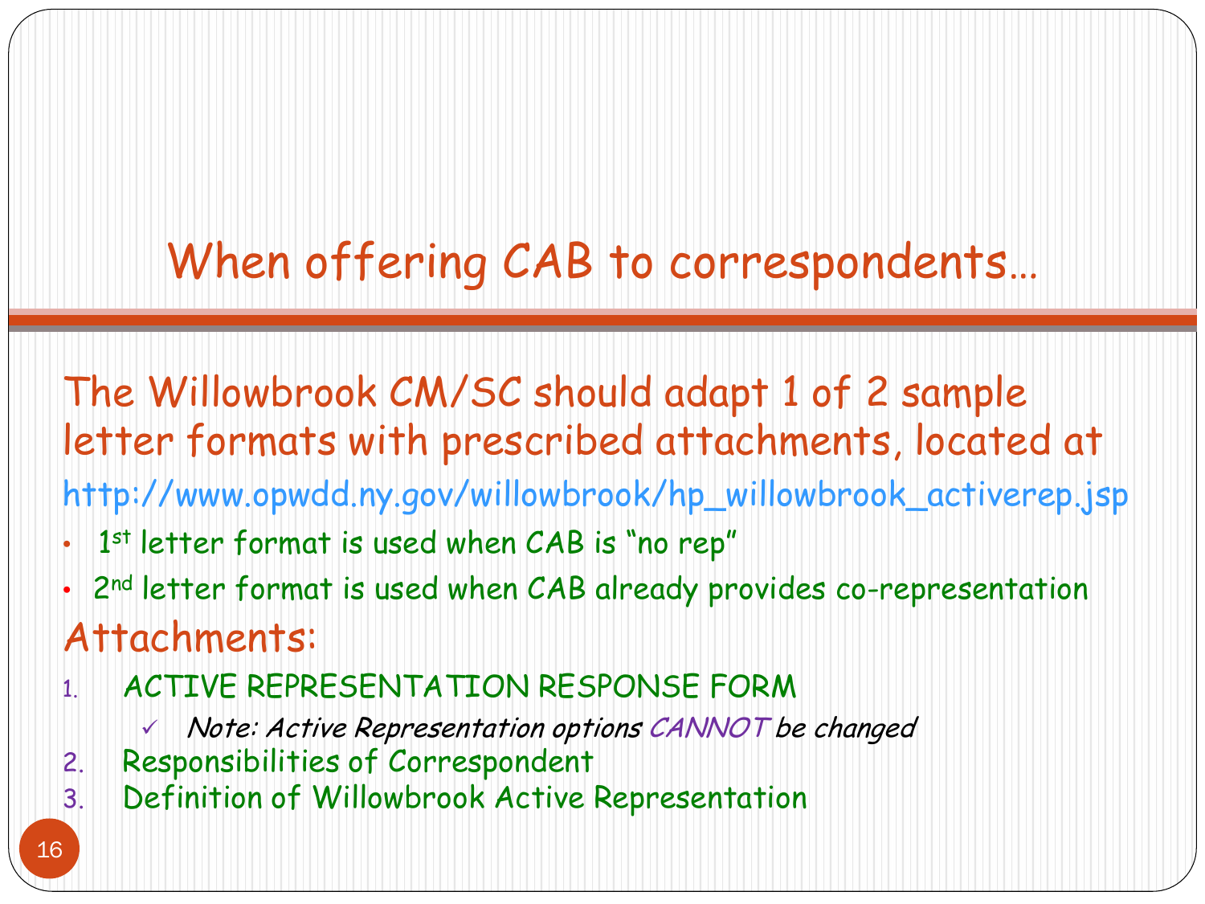# When offering CAB to correspondents…

The Willowbrook CM/SC should adapt 1 of 2 sample letter formats with prescribed attachments, located at

http://www.opwdd.ny.gov/willowbrook/hp_willowbrook_activerep.jsp

- 1st letter format is used when CAB is "no rep"
- 2nd letter format is used when CAB already provides co-representation

Attachments:

1. ACTIVE REPRESENTATION RESPONSE FORM
   - ✓ *Note: Active Representation options CANNOT be changed*
2. Responsibilities of Correspondent
3. Definition of Willowbrook Active Representation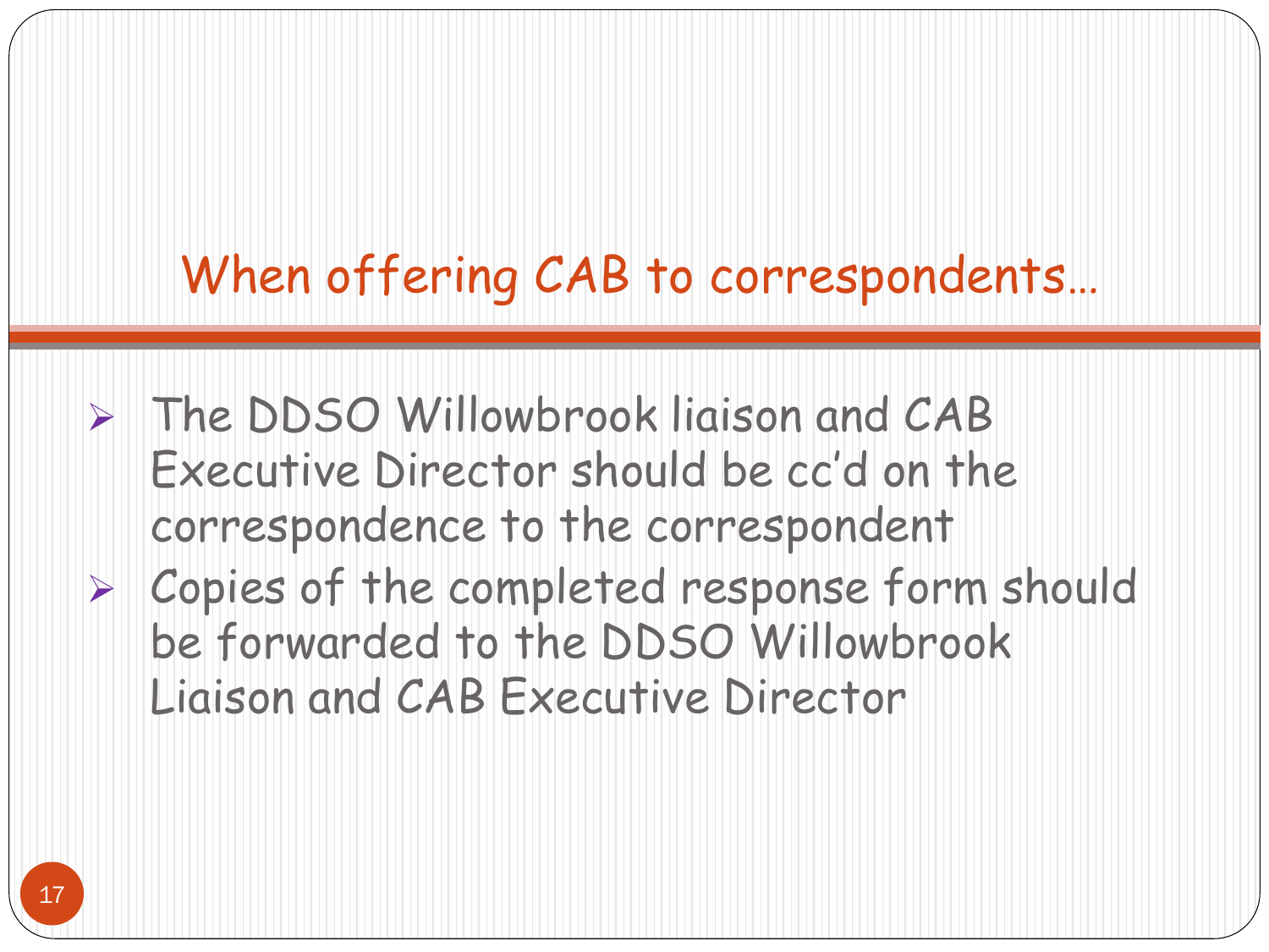# When offering CAB to correspondents…

- The DDSO Willowbrook liaison and CAB Executive Director should be cc'd on the correspondence to the correspondent
- Copies of the completed response form should be forwarded to the DDSO Willowbrook Liaison and CAB Executive Director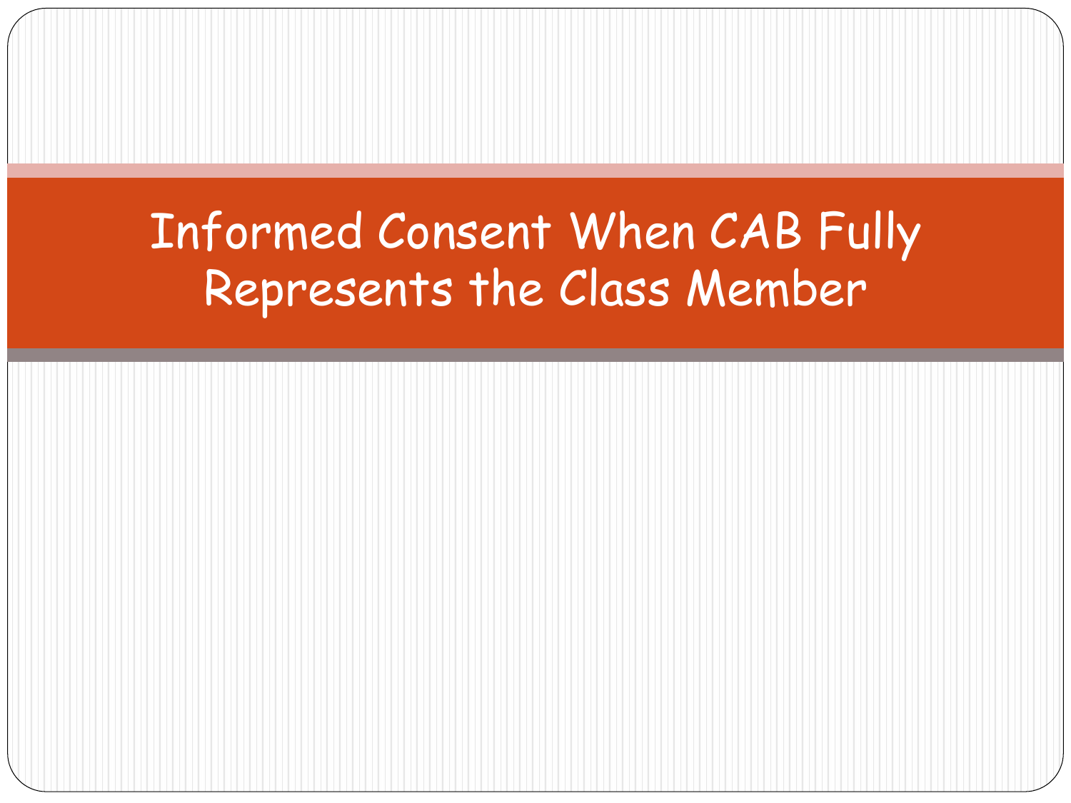# Informed Consent When CAB Fully Represents the Class Member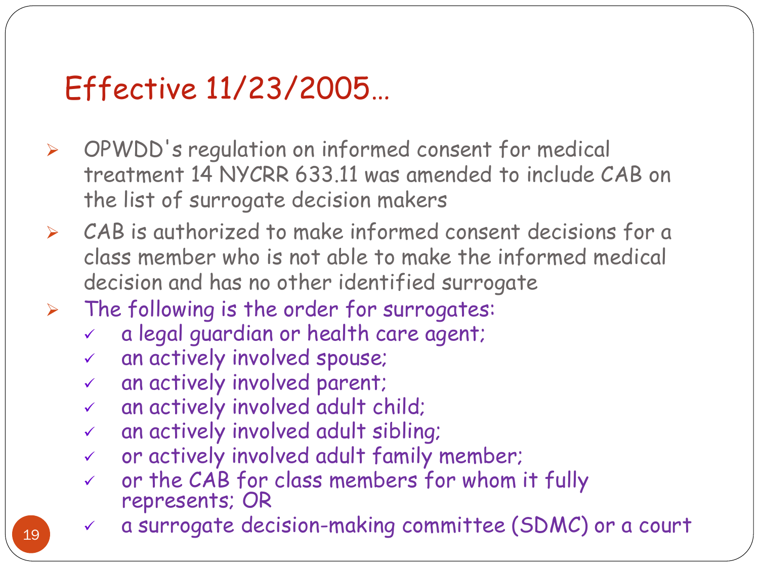# Effective 11/23/2005…

- OPWDD's regulation on informed consent for medical treatment 14 NYCRR 633.11 was amended to include CAB on the list of surrogate decision makers
- CAB is authorized to make informed consent decisions for a class member who is not able to make the informed medical decision and has no other identified surrogate
- The following is the order for surrogates:
  - a legal guardian or health care agent;
  - an actively involved spouse;
  - an actively involved parent;
  - an actively involved adult child;
  - an actively involved adult sibling;
  - or actively involved adult family member;
  - or the CAB for class members for whom it fully represents; OR
  - a surrogate decision-making committee (SDMC) or a court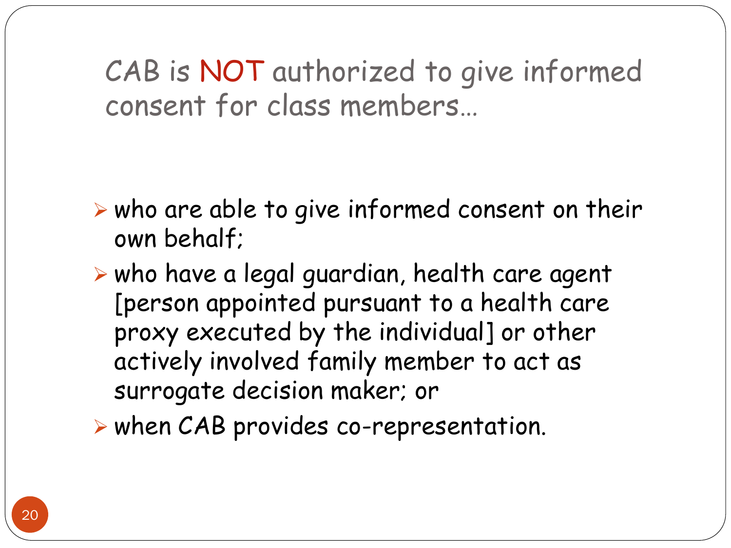# CAB is NOT authorized to give informed consent for class members…

- who are able to give informed consent on their own behalf;
- who have a legal guardian, health care agent [person appointed pursuant to a health care proxy executed by the individual] or other actively involved family member to act as surrogate decision maker; or
- when CAB provides co-representation.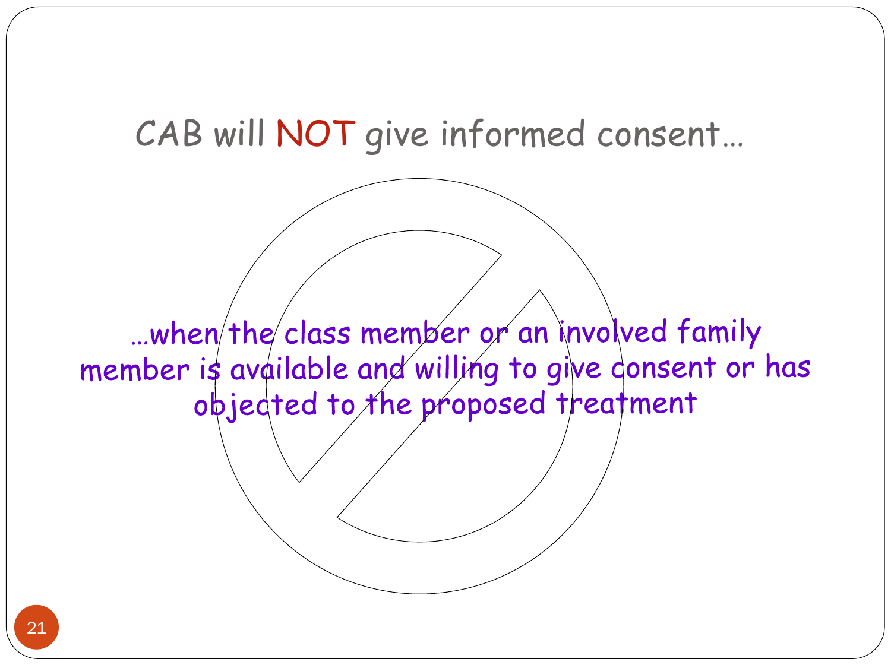# CAB will NOT give informed consent…

…when the class member or an involved family member is available and willing to give consent or has objected to the proposed treatment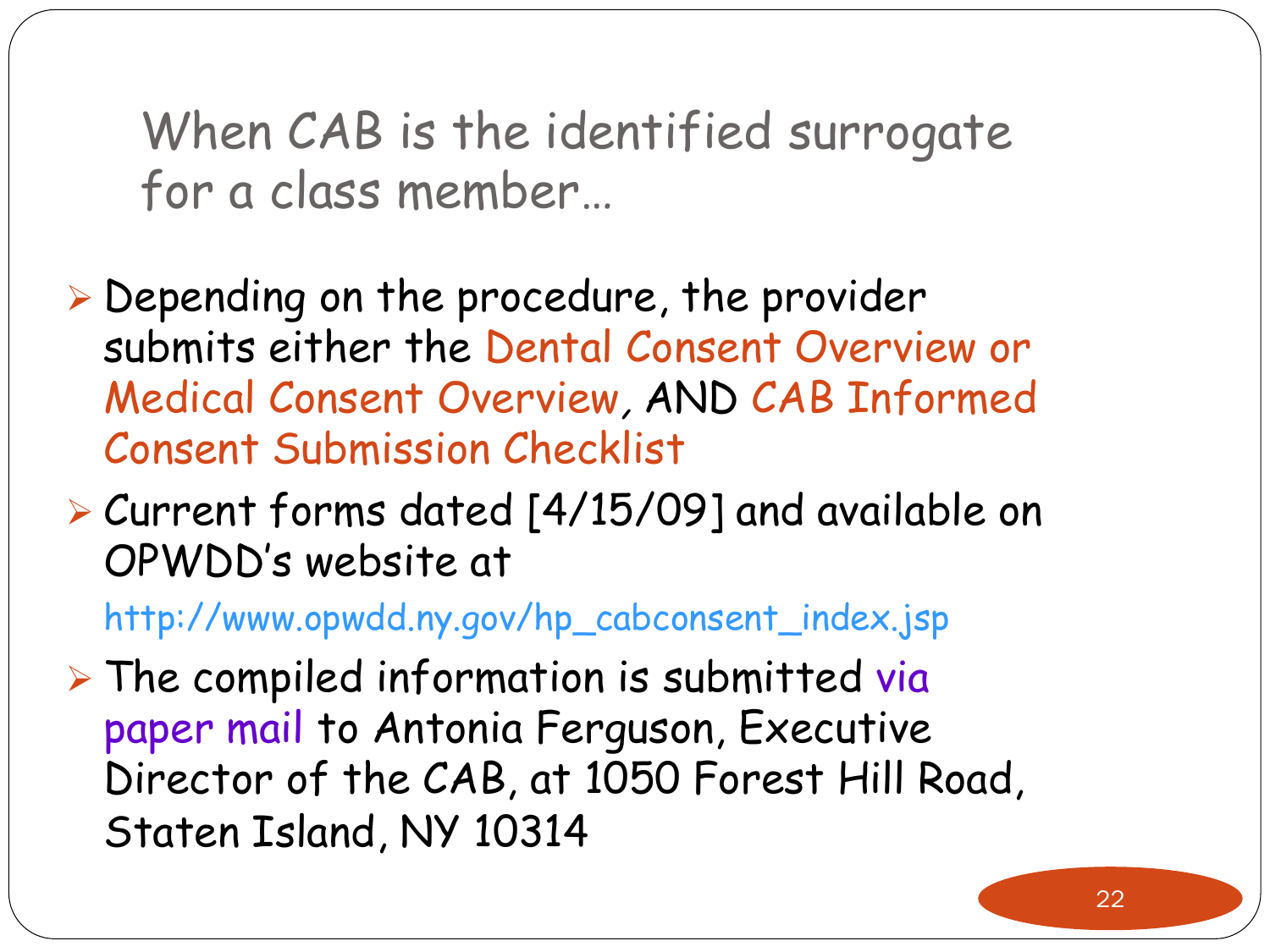# When CAB is the identified surrogate for a class member…

- Depending on the procedure, the provider submits either the Dental Consent Overview or Medical Consent Overview, AND CAB Informed Consent Submission Checklist
- Current forms dated [4/15/09] and available on OPWDD's website at

  http://www.opwdd.ny.gov/hp_cabconsent_index.jsp
- The compiled information is submitted via paper mail to Antonia Ferguson, Executive Director of the CAB, at 1050 Forest Hill Road, Staten Island, NY 10314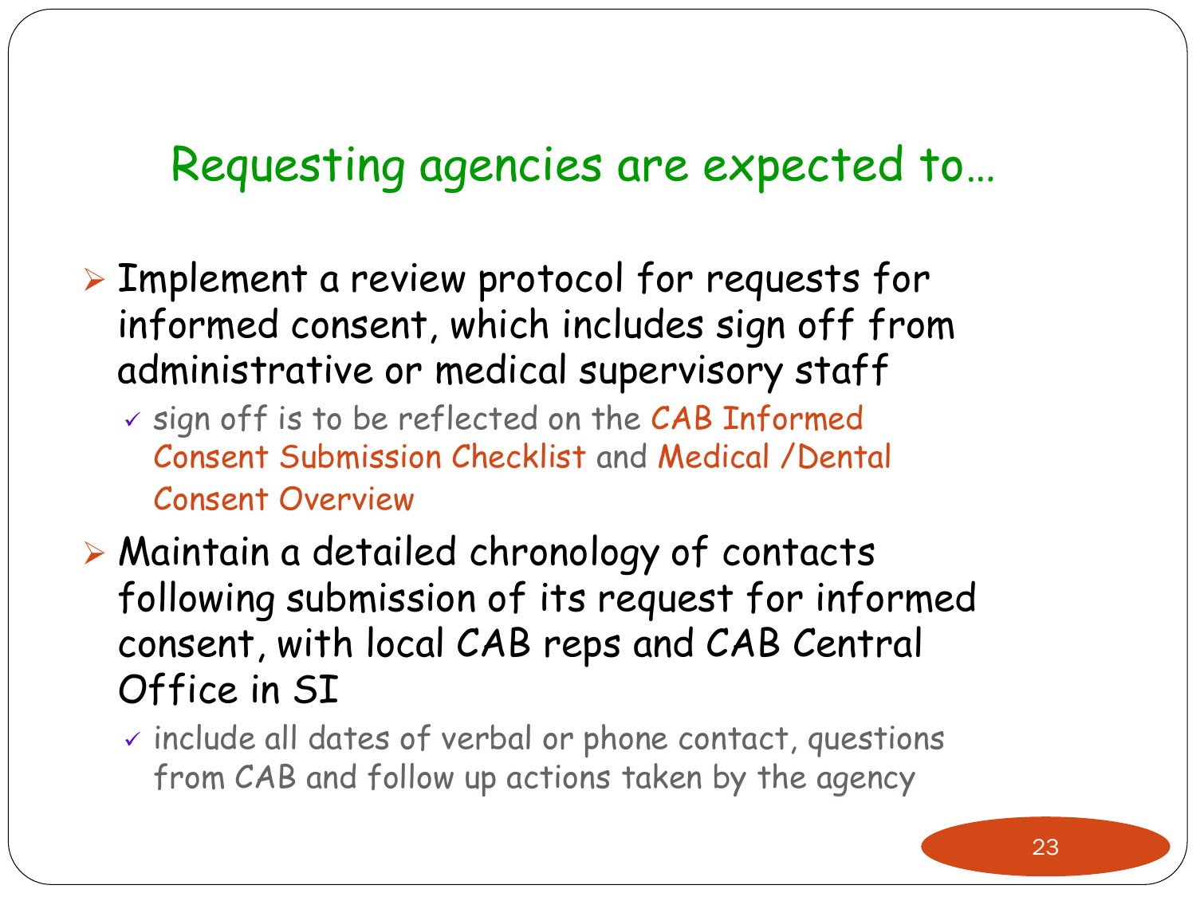# Requesting agencies are expected to…

- Implement a review protocol for requests for informed consent, which includes sign off from administrative or medical supervisory staff
  - sign off is to be reflected on the CAB Informed Consent Submission Checklist and Medical /Dental Consent Overview
- Maintain a detailed chronology of contacts following submission of its request for informed consent, with local CAB reps and CAB Central Office in SI
  - include all dates of verbal or phone contact, questions from CAB and follow up actions taken by the agency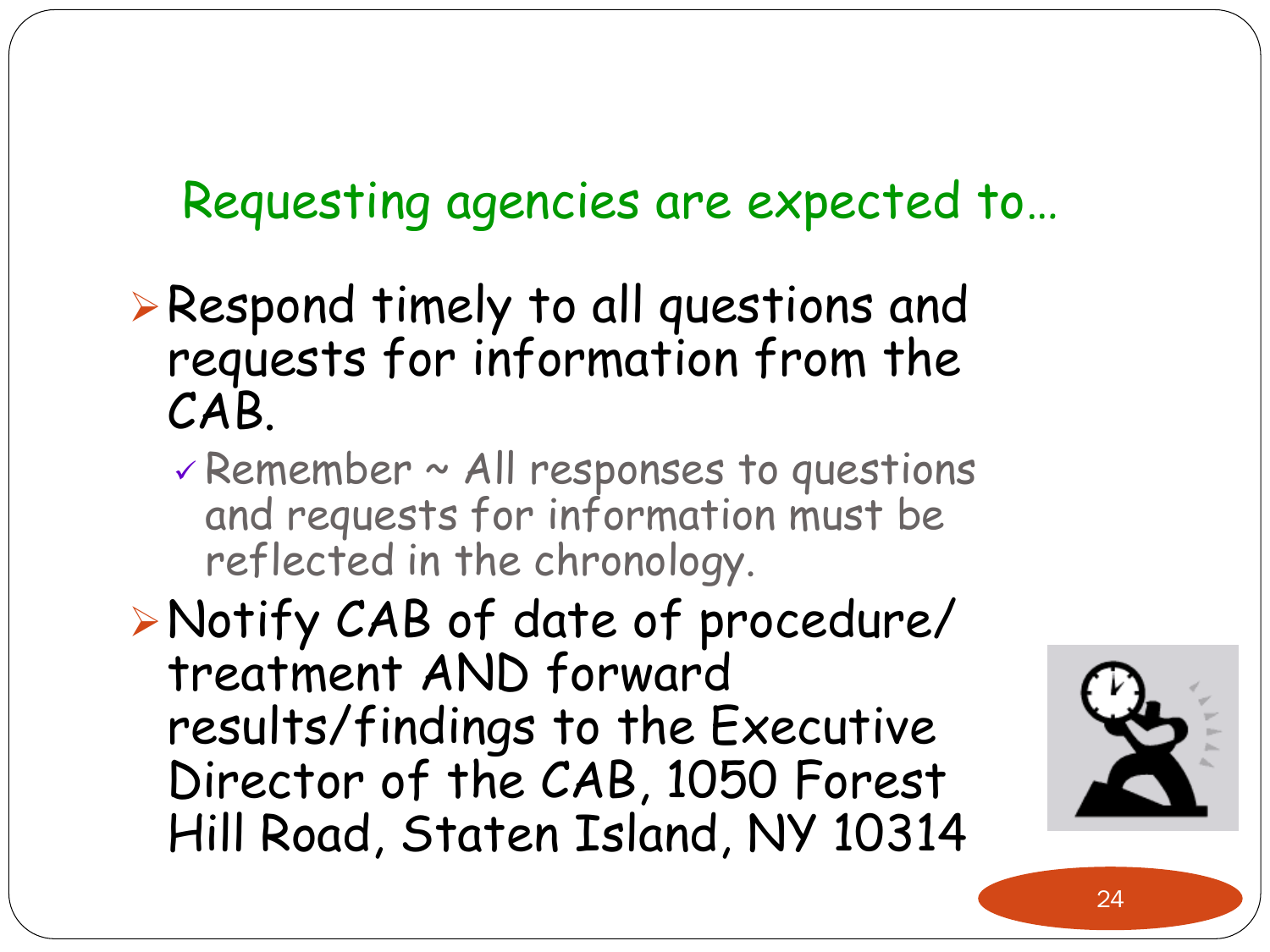## Requesting agencies are expected to…

- Respond timely to all questions and requests for information from the CAB.
  - Remember ~ All responses to questions and requests for information must be reflected in the chronology.
- Notify CAB of date of procedure/ treatment AND forward results/findings to the Executive Director of the CAB, 1050 Forest Hill Road, Staten Island, NY 10314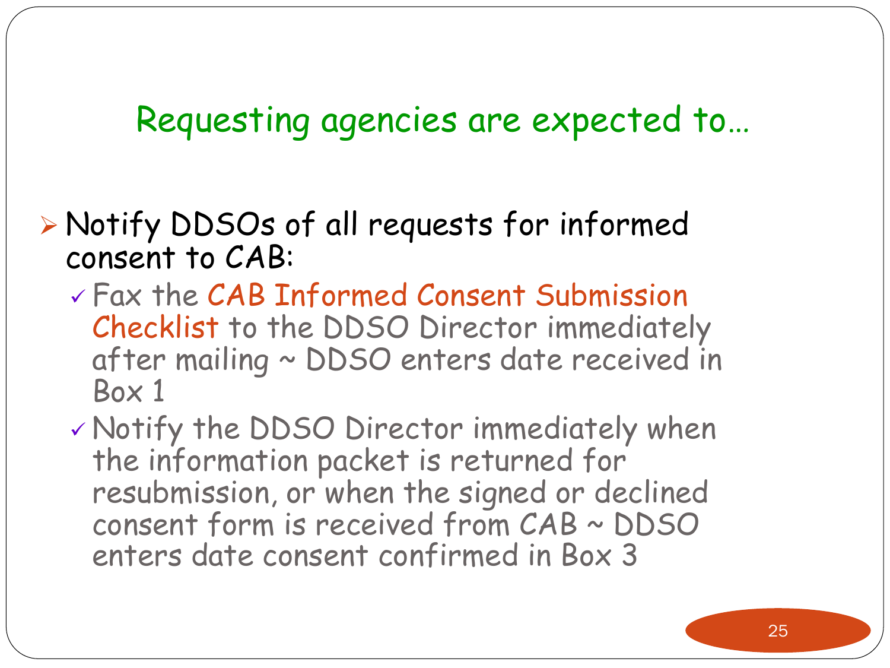## Requesting agencies are expected to…

- Notify DDSOs of all requests for informed consent to CAB:
  - Fax the CAB Informed Consent Submission Checklist to the DDSO Director immediately after mailing ~ DDSO enters date received in Box 1
  - Notify the DDSO Director immediately when the information packet is returned for resubmission, or when the signed or declined consent form is received from CAB ~ DDSO enters date consent confirmed in Box 3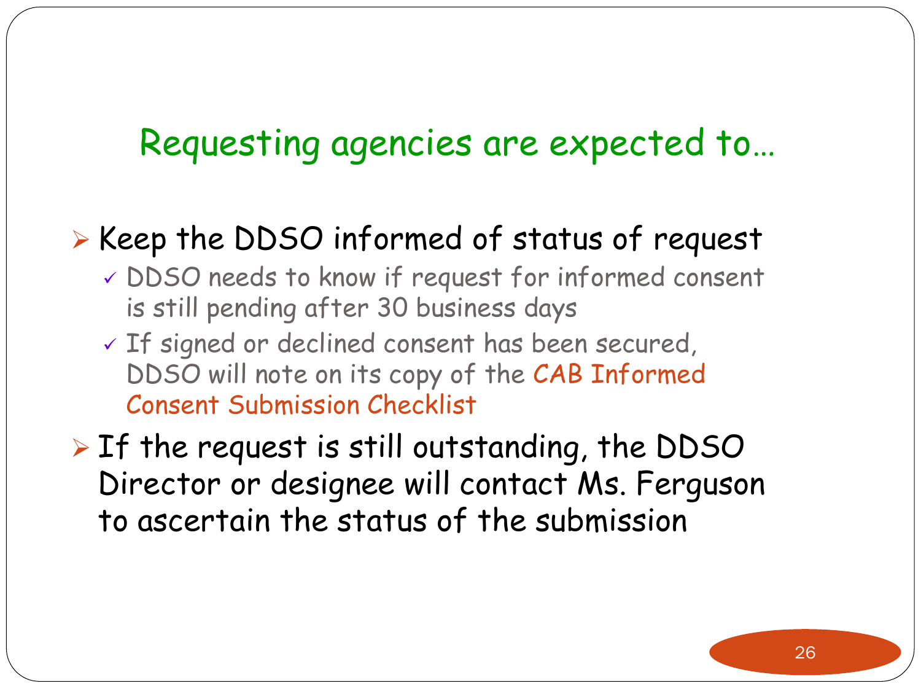## Requesting agencies are expected to…

- Keep the DDSO informed of status of request
  - DDSO needs to know if request for informed consent is still pending after 30 business days
  - If signed or declined consent has been secured, DDSO will note on its copy of the CAB Informed Consent Submission Checklist
- If the request is still outstanding, the DDSO Director or designee will contact Ms. Ferguson to ascertain the status of the submission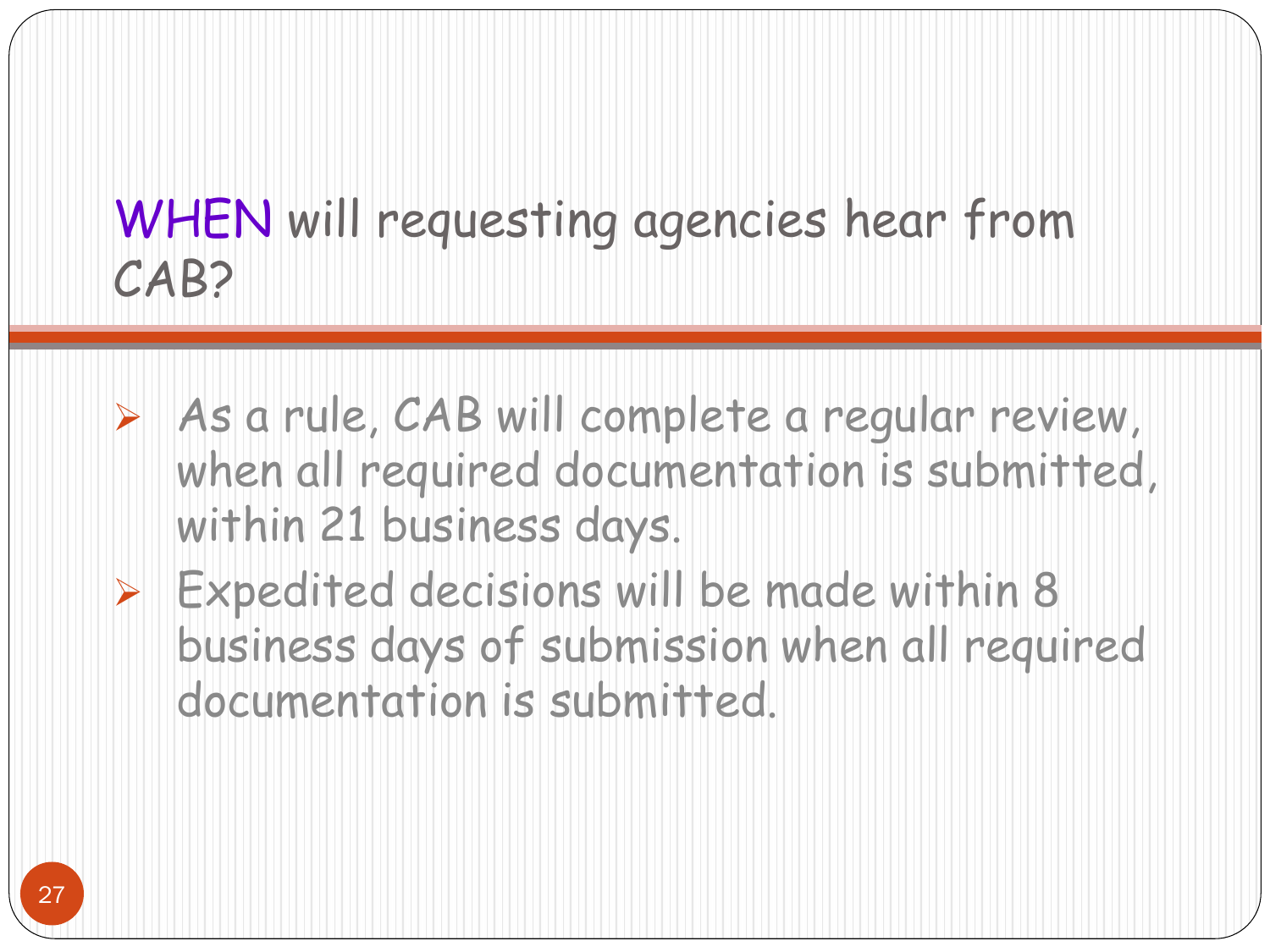## WHEN will requesting agencies hear from CAB?

- As a rule, CAB will complete a regular review, when all required documentation is submitted, within 21 business days.
- Expedited decisions will be made within 8 business days of submission when all required documentation is submitted.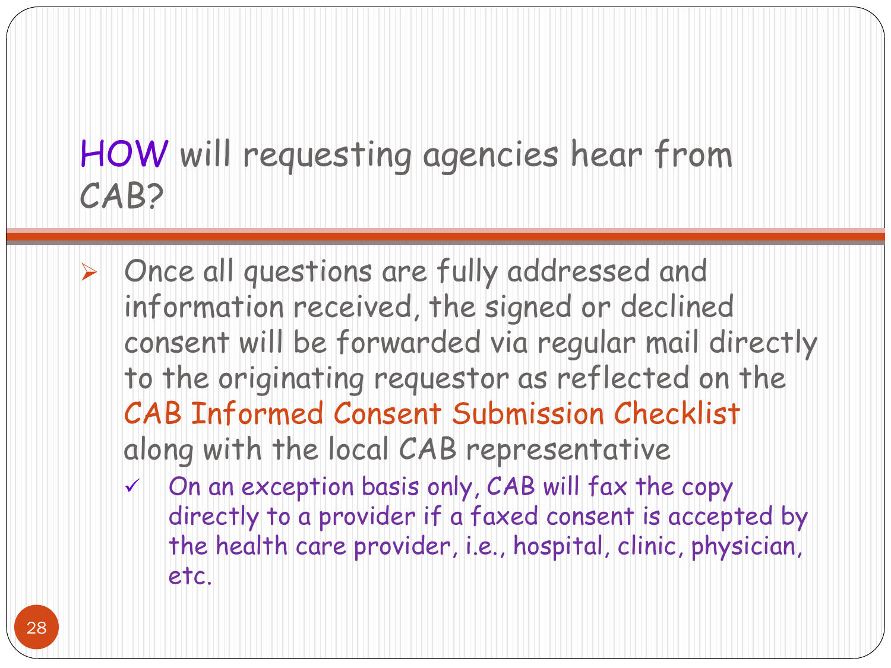# HOW will requesting agencies hear from CAB?

- Once all questions are fully addressed and information received, the signed or declined consent will be forwarded via regular mail directly to the originating requestor as reflected on the CAB Informed Consent Submission Checklist along with the local CAB representative
  - ✓ On an exception basis only, CAB will fax the copy directly to a provider if a faxed consent is accepted by the health care provider, i.e., hospital, clinic, physician, etc.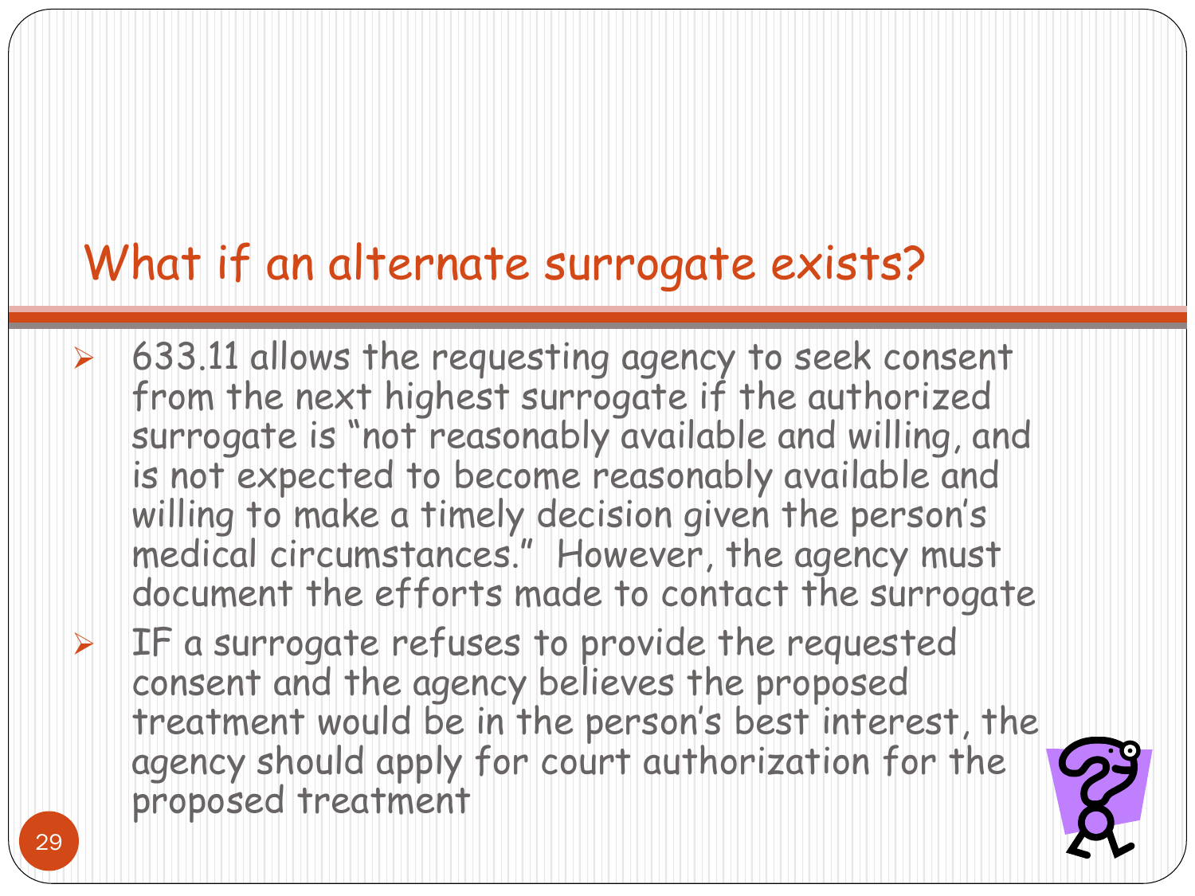## What if an alternate surrogate exists?

- 633.11 allows the requesting agency to seek consent from the next highest surrogate if the authorized surrogate is "not reasonably available and willing, and is not expected to become reasonably available and willing to make a timely decision given the person's medical circumstances." However, the agency must document the efforts made to contact the surrogate
- IF a surrogate refuses to provide the requested consent and the agency believes the proposed treatment would be in the person's best interest, the agency should apply for court authorization for the proposed treatment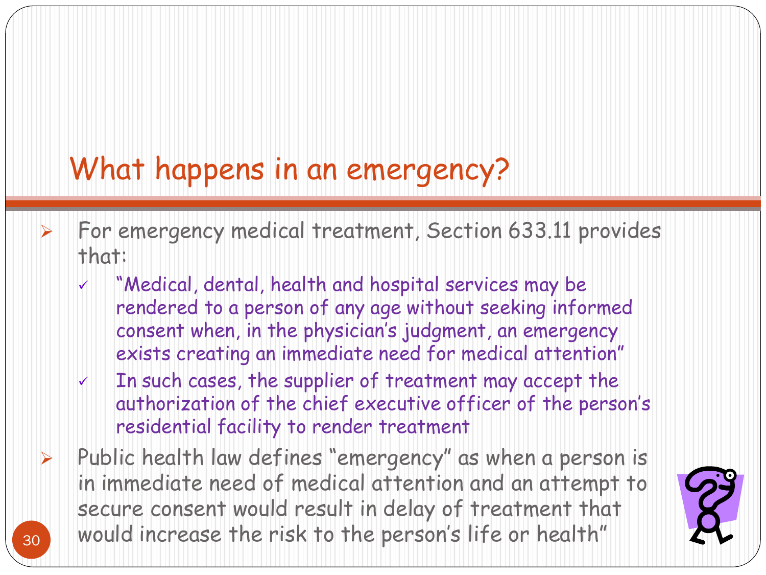# What happens in an emergency?

- For emergency medical treatment, Section 633.11 provides that:
  - "Medical, dental, health and hospital services may be rendered to a person of any age without seeking informed consent when, in the physician's judgment, an emergency exists creating an immediate need for medical attention"
  - In such cases, the supplier of treatment may accept the authorization of the chief executive officer of the person's residential facility to render treatment
- Public health law defines "emergency" as when a person is in immediate need of medical attention and an attempt to secure consent would result in delay of treatment that would increase the risk to the person's life or health"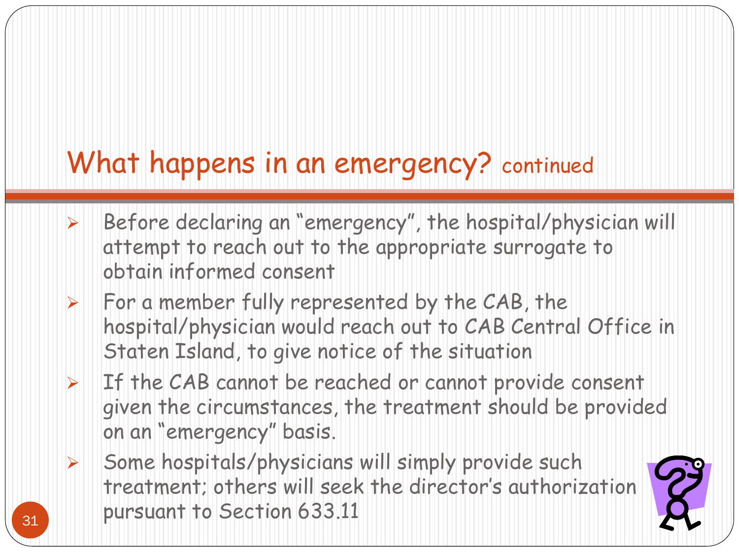## What happens in an emergency? continued

- Before declaring an "emergency", the hospital/physician will attempt to reach out to the appropriate surrogate to obtain informed consent
- For a member fully represented by the CAB, the hospital/physician would reach out to CAB Central Office in Staten Island, to give notice of the situation
- If the CAB cannot be reached or cannot provide consent given the circumstances, the treatment should be provided on an "emergency" basis.
- Some hospitals/physicians will simply provide such treatment; others will seek the director's authorization pursuant to Section 633.11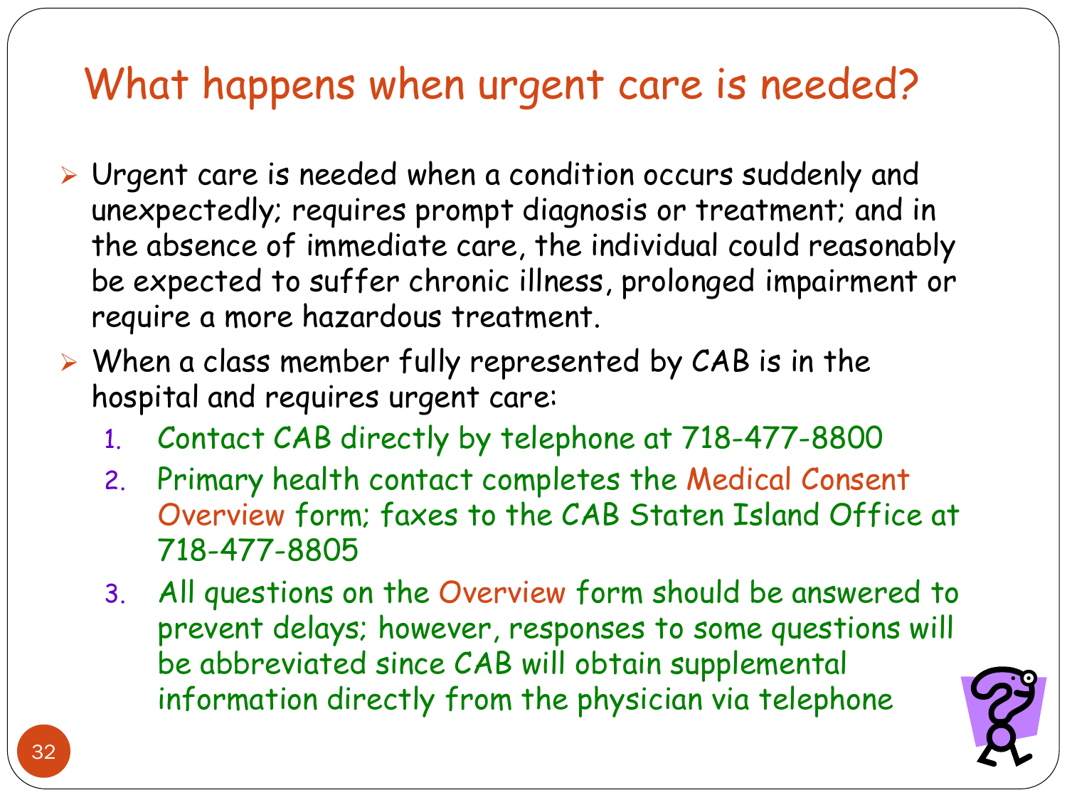# What happens when urgent care is needed?

- Urgent care is needed when a condition occurs suddenly and unexpectedly; requires prompt diagnosis or treatment; and in the absence of immediate care, the individual could reasonably be expected to suffer chronic illness, prolonged impairment or require a more hazardous treatment.
- When a class member fully represented by CAB is in the hospital and requires urgent care:
  1. Contact CAB directly by telephone at 718-477-8800
  2. Primary health contact completes the Medical Consent Overview form; faxes to the CAB Staten Island Office at 718-477-8805
  3. All questions on the Overview form should be answered to prevent delays; however, responses to some questions will be abbreviated since CAB will obtain supplemental information directly from the physician via telephone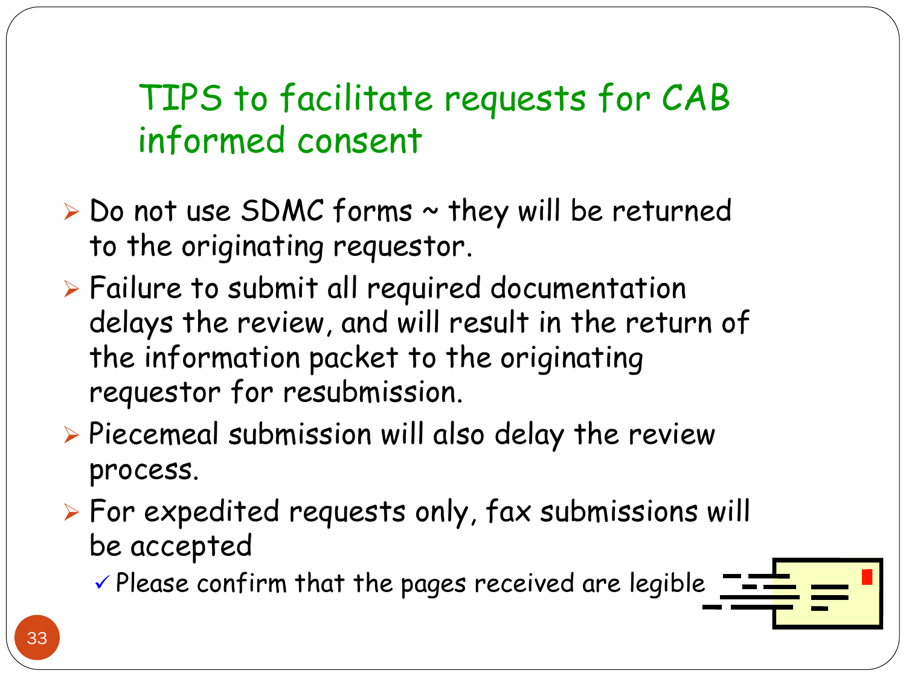# TIPS to facilitate requests for CAB informed consent

- Do not use SDMC forms ~ they will be returned to the originating requestor.
- Failure to submit all required documentation delays the review, and will result in the return of the information packet to the originating requestor for resubmission.
- Piecemeal submission will also delay the review process.
- For expedited requests only, fax submissions will be accepted
  - ✓ Please confirm that the pages received are legible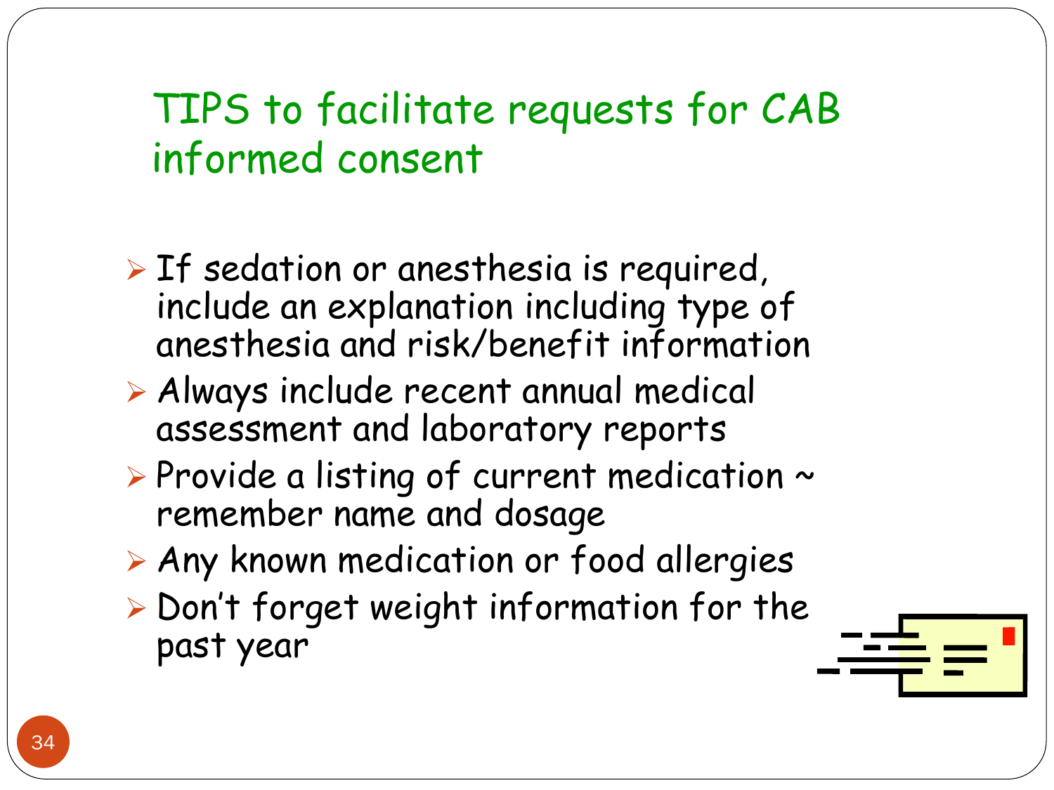# TIPS to facilitate requests for CAB informed consent

- If sedation or anesthesia is required, include an explanation including type of anesthesia and risk/benefit information
- Always include recent annual medical assessment and laboratory reports
- Provide a listing of current medication ~ remember name and dosage
- Any known medication or food allergies
- Don't forget weight information for the past year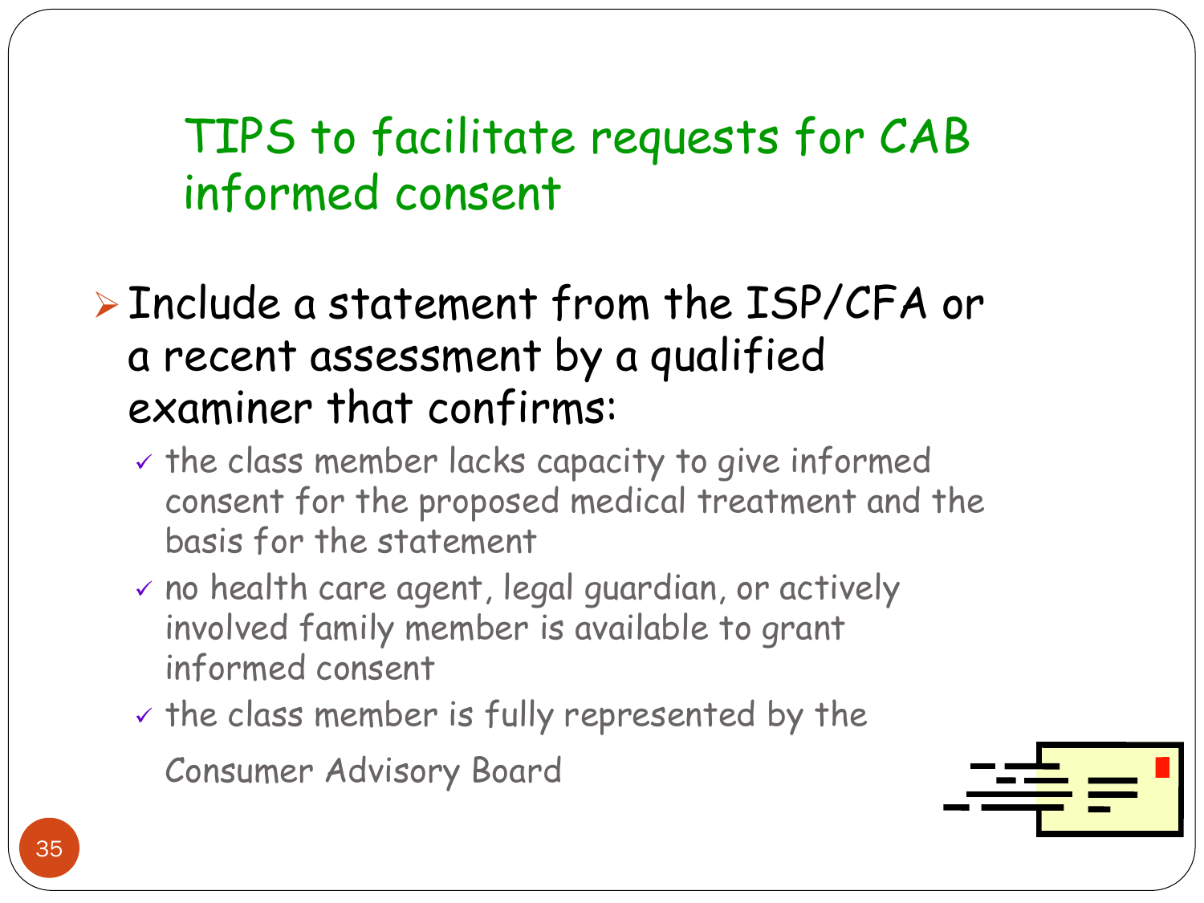# TIPS to facilitate requests for CAB informed consent

- Include a statement from the ISP/CFA or a recent assessment by a qualified examiner that confirms:
  - the class member lacks capacity to give informed consent for the proposed medical treatment and the basis for the statement
  - no health care agent, legal guardian, or actively involved family member is available to grant informed consent
  - the class member is fully represented by the Consumer Advisory Board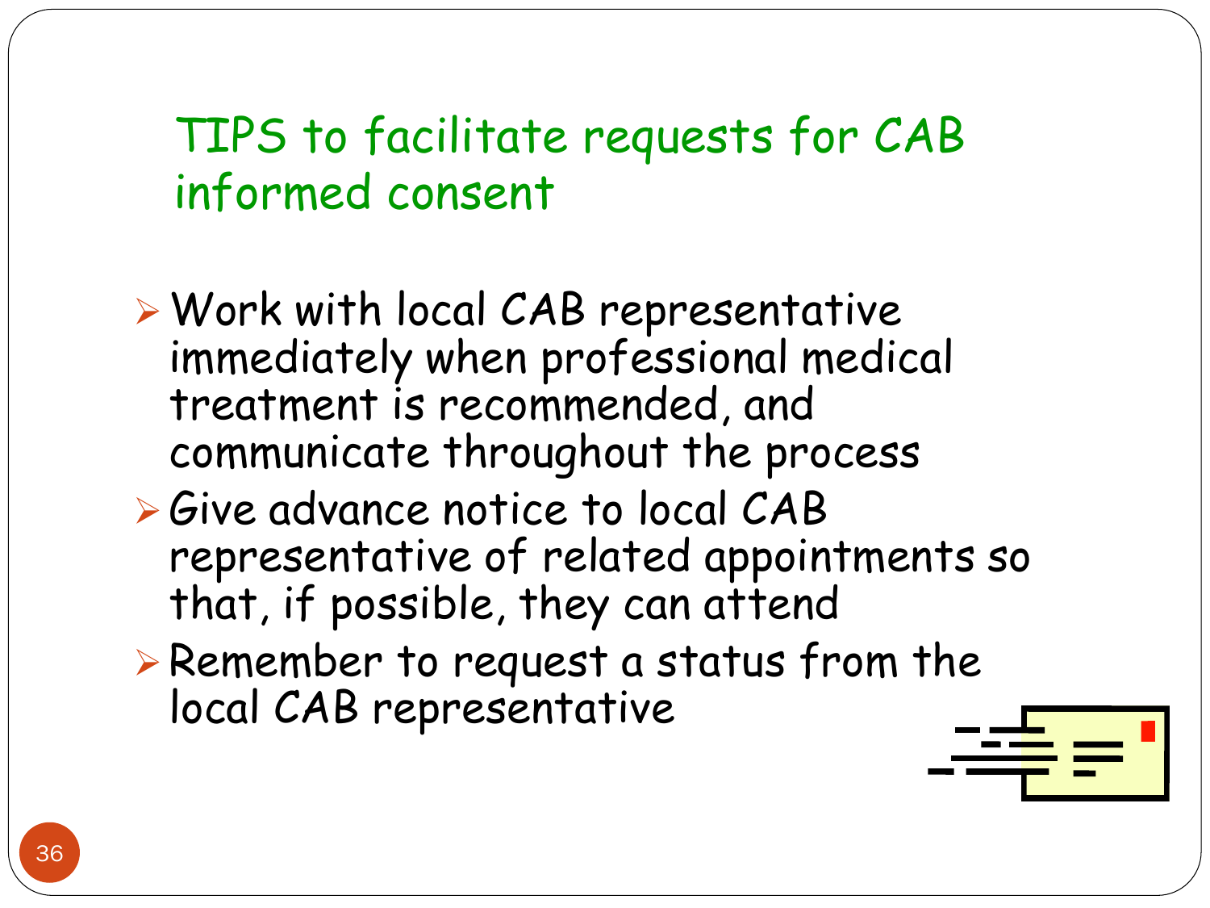# TIPS to facilitate requests for CAB informed consent

- Work with local CAB representative immediately when professional medical treatment is recommended, and communicate throughout the process
- Give advance notice to local CAB representative of related appointments so that, if possible, they can attend
- Remember to request a status from the local CAB representative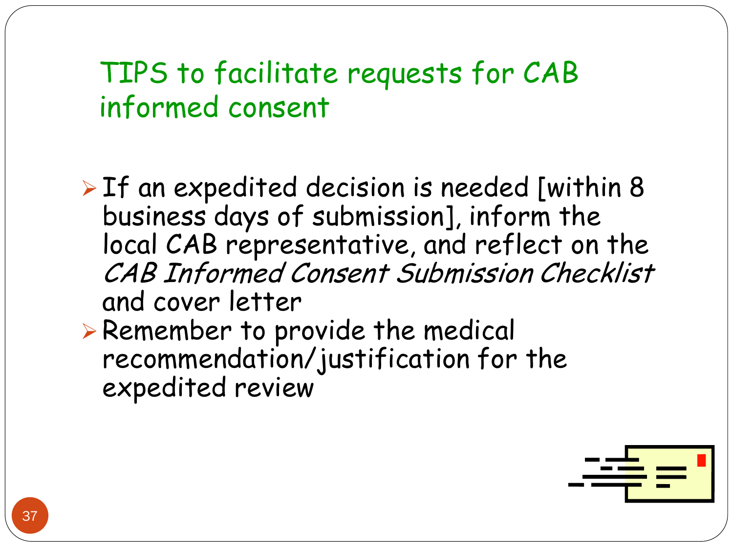# TIPS to facilitate requests for CAB informed consent

- If an expedited decision is needed [within 8 business days of submission], inform the local CAB representative, and reflect on the *CAB Informed Consent Submission Checklist* and cover letter
- Remember to provide the medical recommendation/justification for the expedited review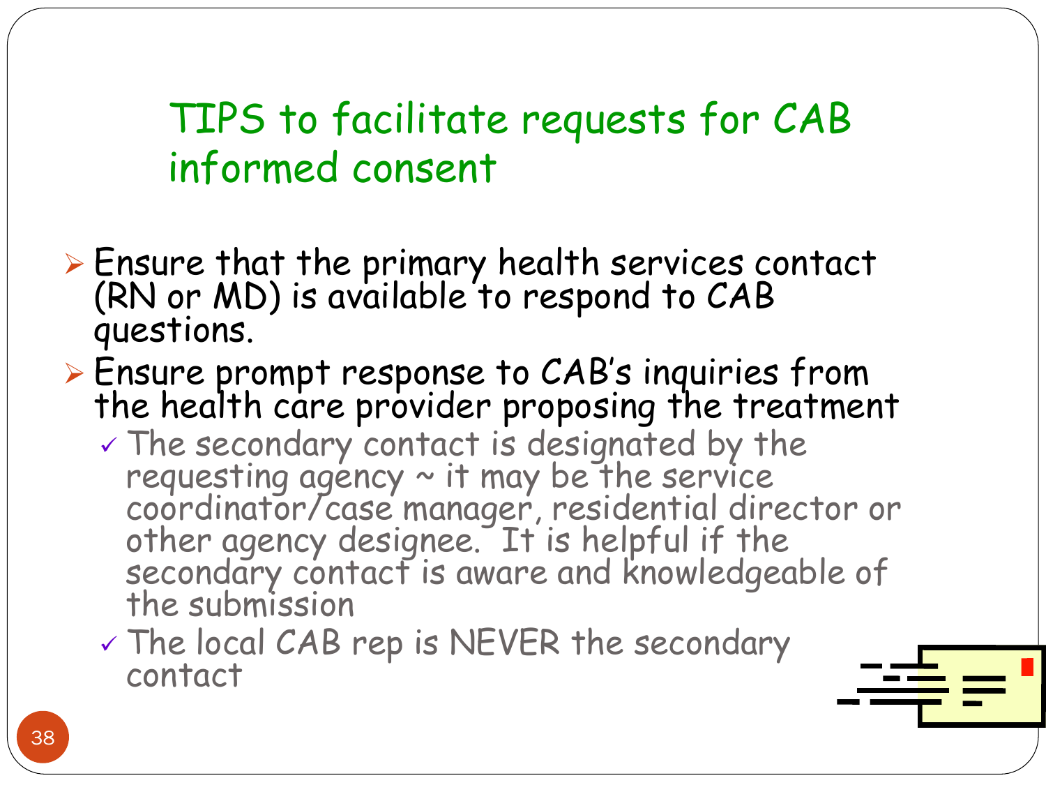# TIPS to facilitate requests for CAB informed consent

- Ensure that the primary health services contact (RN or MD) is available to respond to CAB questions.
- Ensure prompt response to CAB's inquiries from the health care provider proposing the treatment
  - ✓ The secondary contact is designated by the requesting agency ~ it may be the service coordinator/case manager, residential director or other agency designee. It is helpful if the secondary contact is aware and knowledgeable of the submission
  - ✓ The local CAB rep is NEVER the secondary contact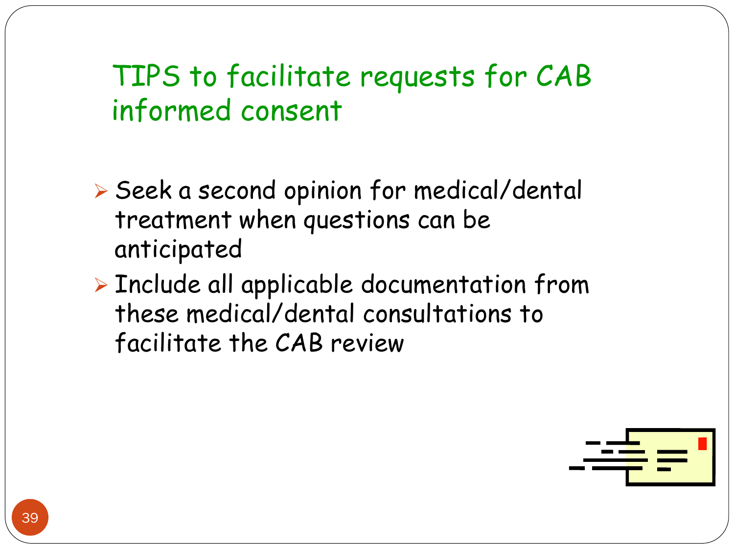# TIPS to facilitate requests for CAB informed consent

- Seek a second opinion for medical/dental treatment when questions can be anticipated
- Include all applicable documentation from these medical/dental consultations to facilitate the CAB review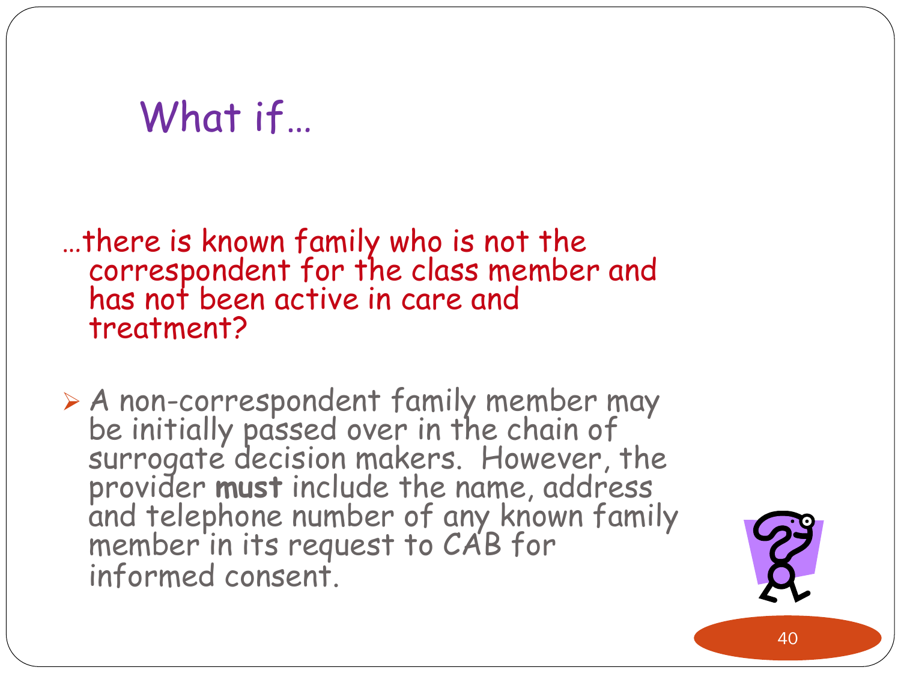# What if…

…there is known family who is not the correspondent for the class member and has not been active in care and treatment?

- A non-correspondent family member may be initially passed over in the chain of surrogate decision makers. However, the provider **must** include the name, address and telephone number of any known family member in its request to CAB for informed consent.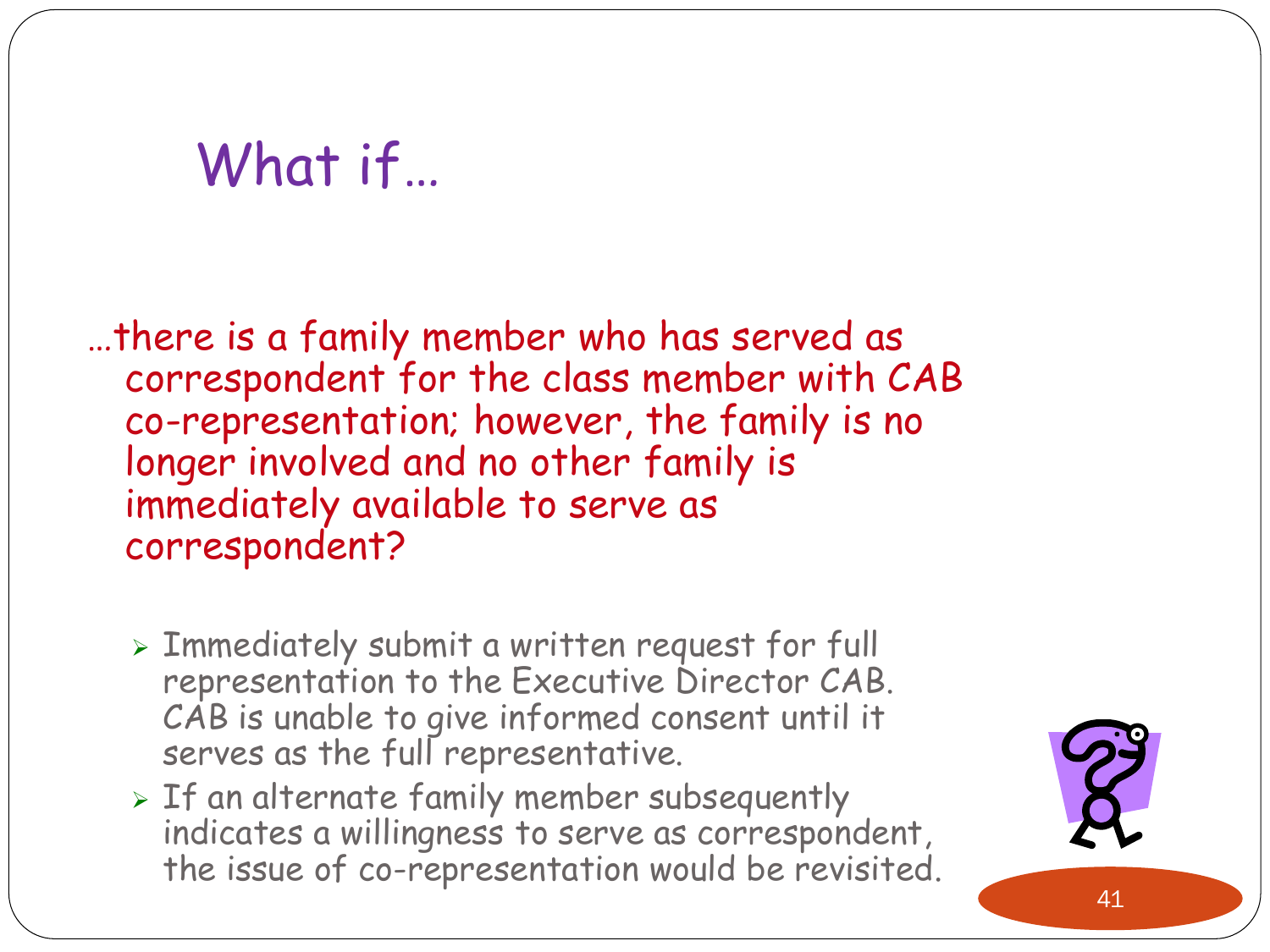# What if…

…there is a family member who has served as correspondent for the class member with CAB co-representation; however, the family is no longer involved and no other family is immediately available to serve as correspondent?

- Immediately submit a written request for full representation to the Executive Director CAB. CAB is unable to give informed consent until it serves as the full representative.
- If an alternate family member subsequently indicates a willingness to serve as correspondent, the issue of co-representation would be revisited.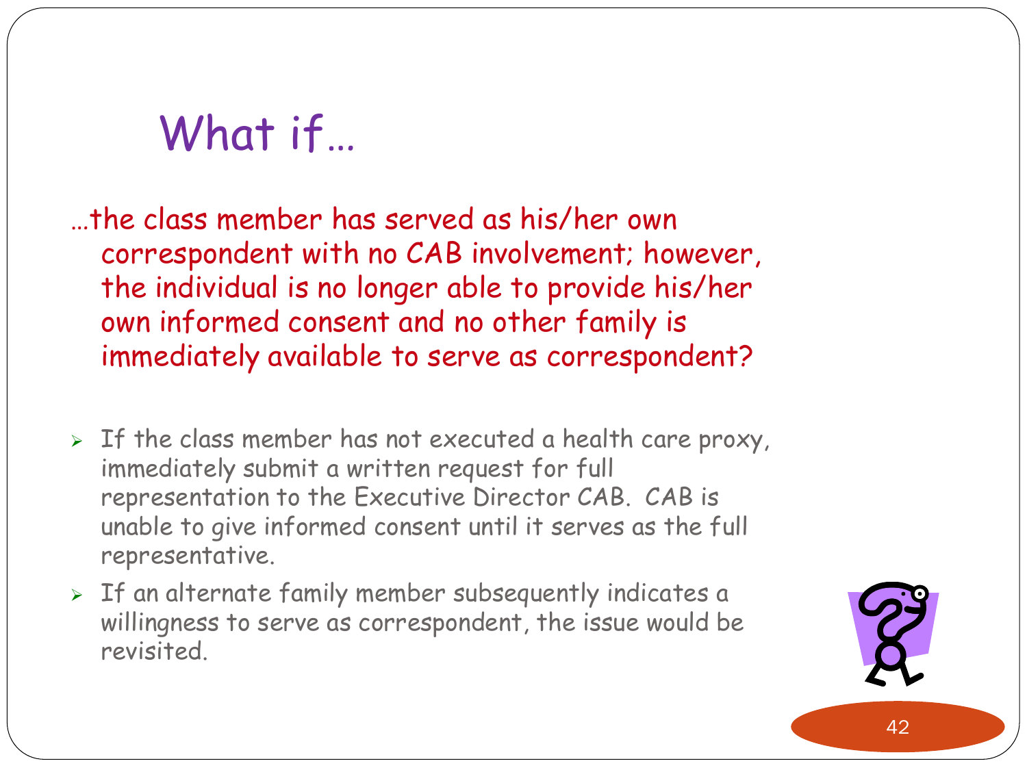# What if…

…the class member has served as his/her own correspondent with no CAB involvement; however, the individual is no longer able to provide his/her own informed consent and no other family is immediately available to serve as correspondent?

- If the class member has not executed a health care proxy, immediately submit a written request for full representation to the Executive Director CAB. CAB is unable to give informed consent until it serves as the full representative.
- If an alternate family member subsequently indicates a willingness to serve as correspondent, the issue would be revisited.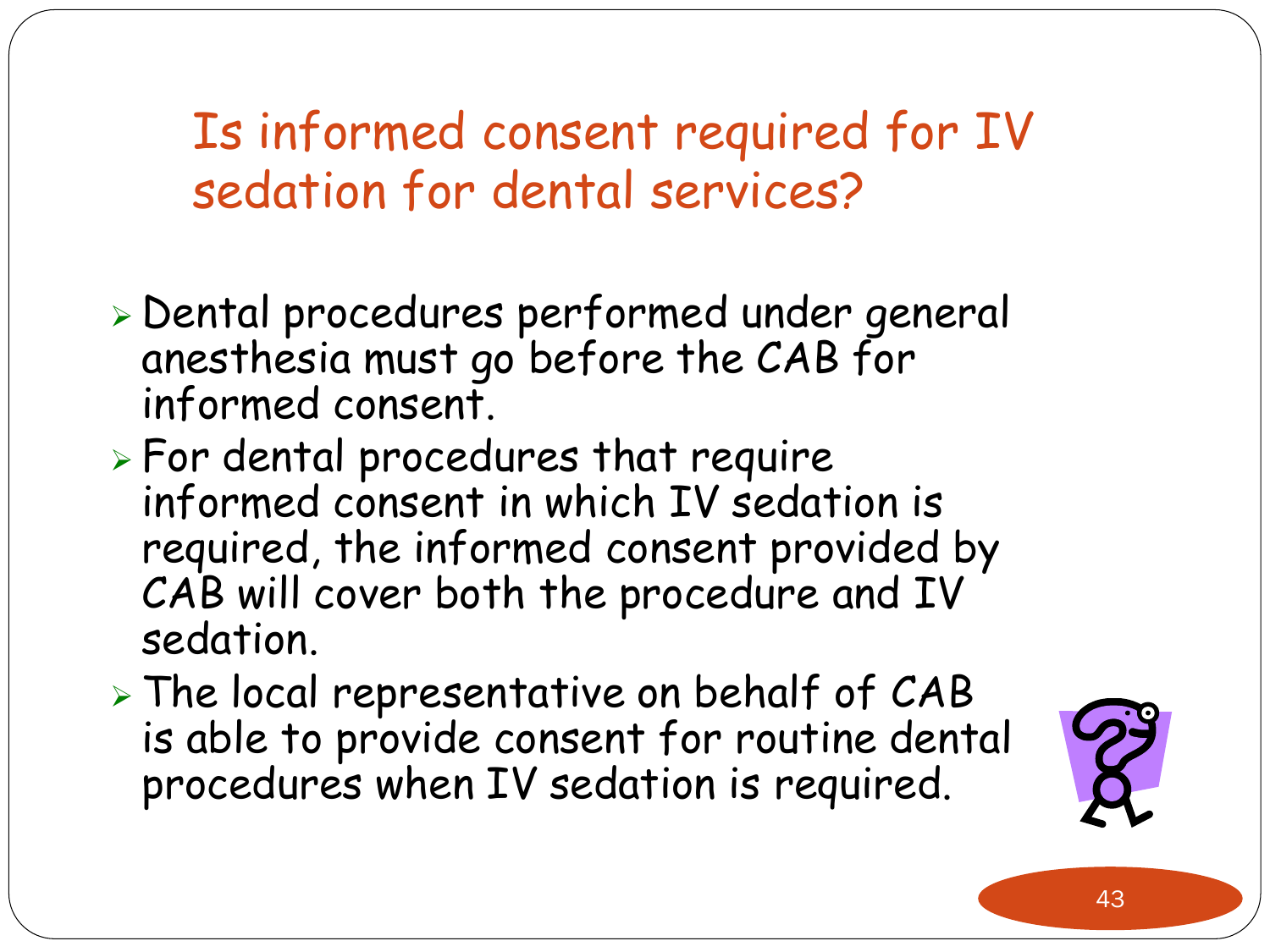# Is informed consent required for IV sedation for dental services?

- Dental procedures performed under general anesthesia must go before the CAB for informed consent.
- For dental procedures that require informed consent in which IV sedation is required, the informed consent provided by CAB will cover both the procedure and IV sedation.
- The local representative on behalf of CAB is able to provide consent for routine dental procedures when IV sedation is required.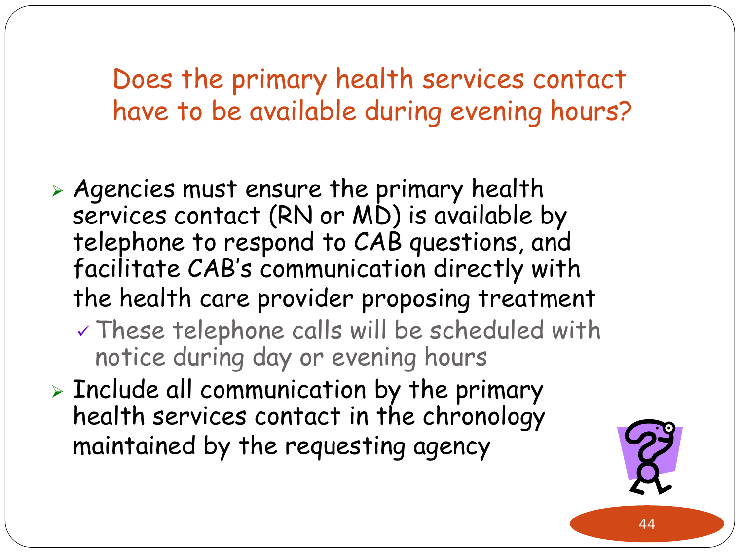# Does the primary health services contact have to be available during evening hours?

- Agencies must ensure the primary health services contact (RN or MD) is available by telephone to respond to CAB questions, and facilitate CAB's communication directly with the health care provider proposing treatment
  - ✓ These telephone calls will be scheduled with notice during day or evening hours
- Include all communication by the primary health services contact in the chronology maintained by the requesting agency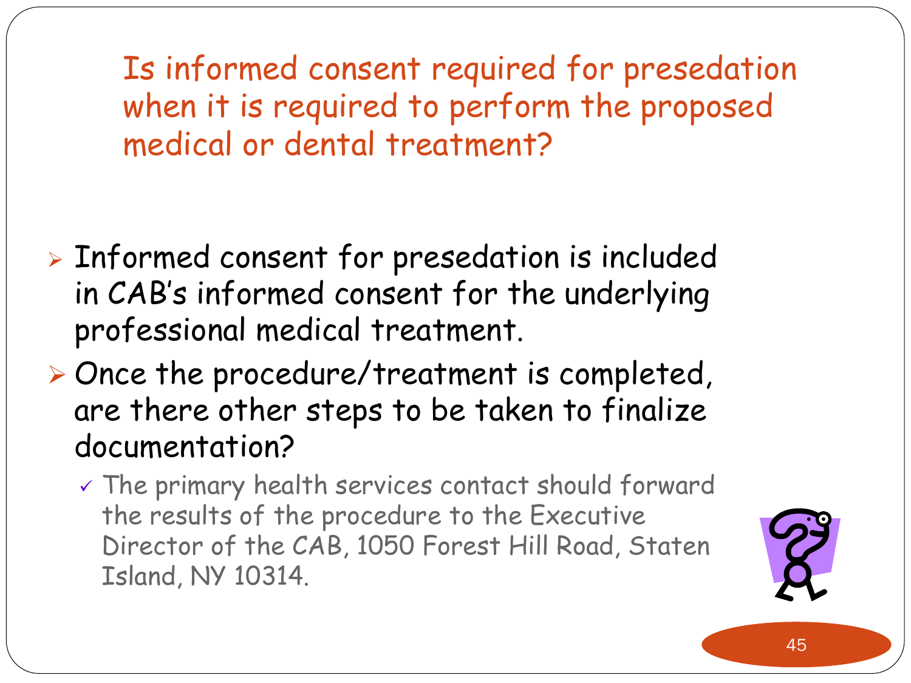## Is informed consent required for presedation when it is required to perform the proposed medical or dental treatment?

- Informed consent for presedation is included in CAB's informed consent for the underlying professional medical treatment.
- Once the procedure/treatment is completed, are there other steps to be taken to finalize documentation?
  - The primary health services contact should forward the results of the procedure to the Executive Director of the CAB, 1050 Forest Hill Road, Staten Island, NY 10314.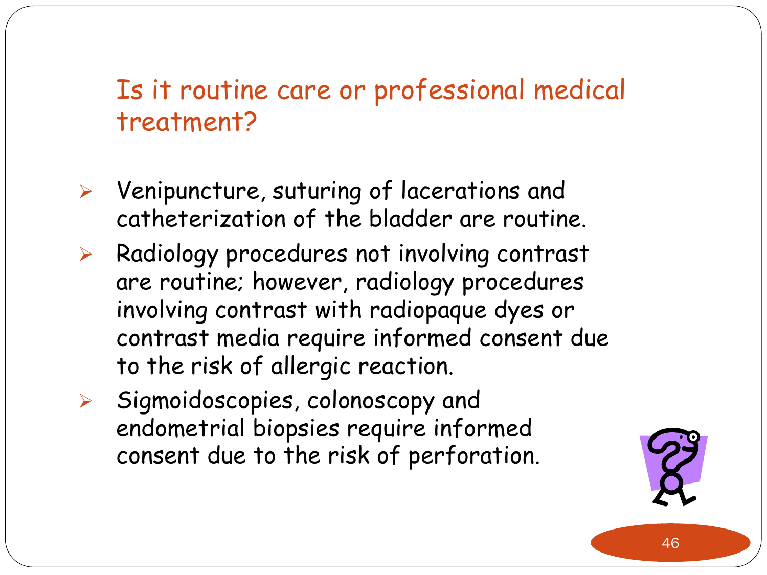## Is it routine care or professional medical treatment?

- Venipuncture, suturing of lacerations and catheterization of the bladder are routine.
- Radiology procedures not involving contrast are routine; however, radiology procedures involving contrast with radiopaque dyes or contrast media require informed consent due to the risk of allergic reaction.
- Sigmoidoscopies, colonoscopy and endometrial biopsies require informed consent due to the risk of perforation.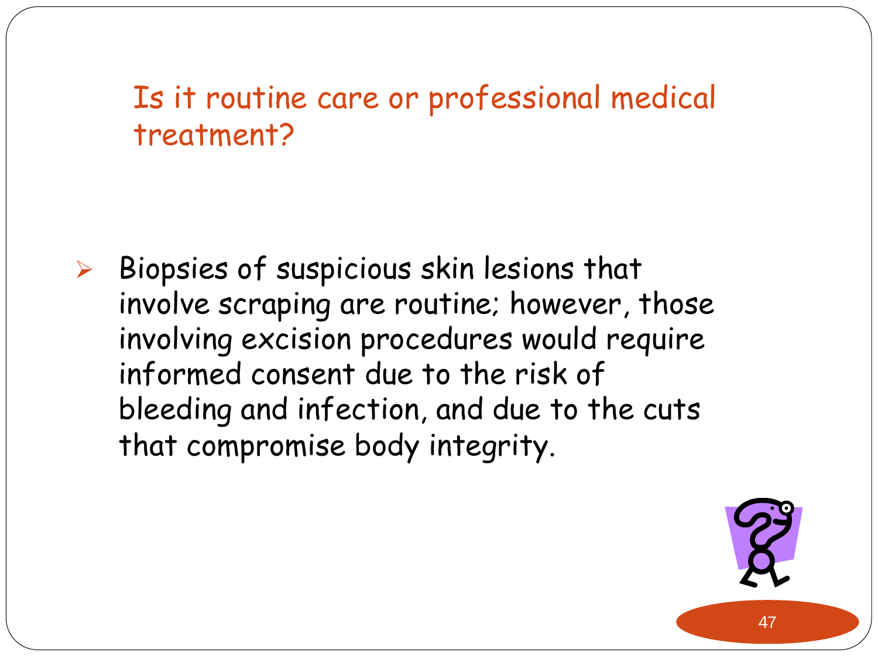## Is it routine care or professional medical treatment?

- Biopsies of suspicious skin lesions that involve scraping are routine; however, those involving excision procedures would require informed consent due to the risk of bleeding and infection, and due to the cuts that compromise body integrity.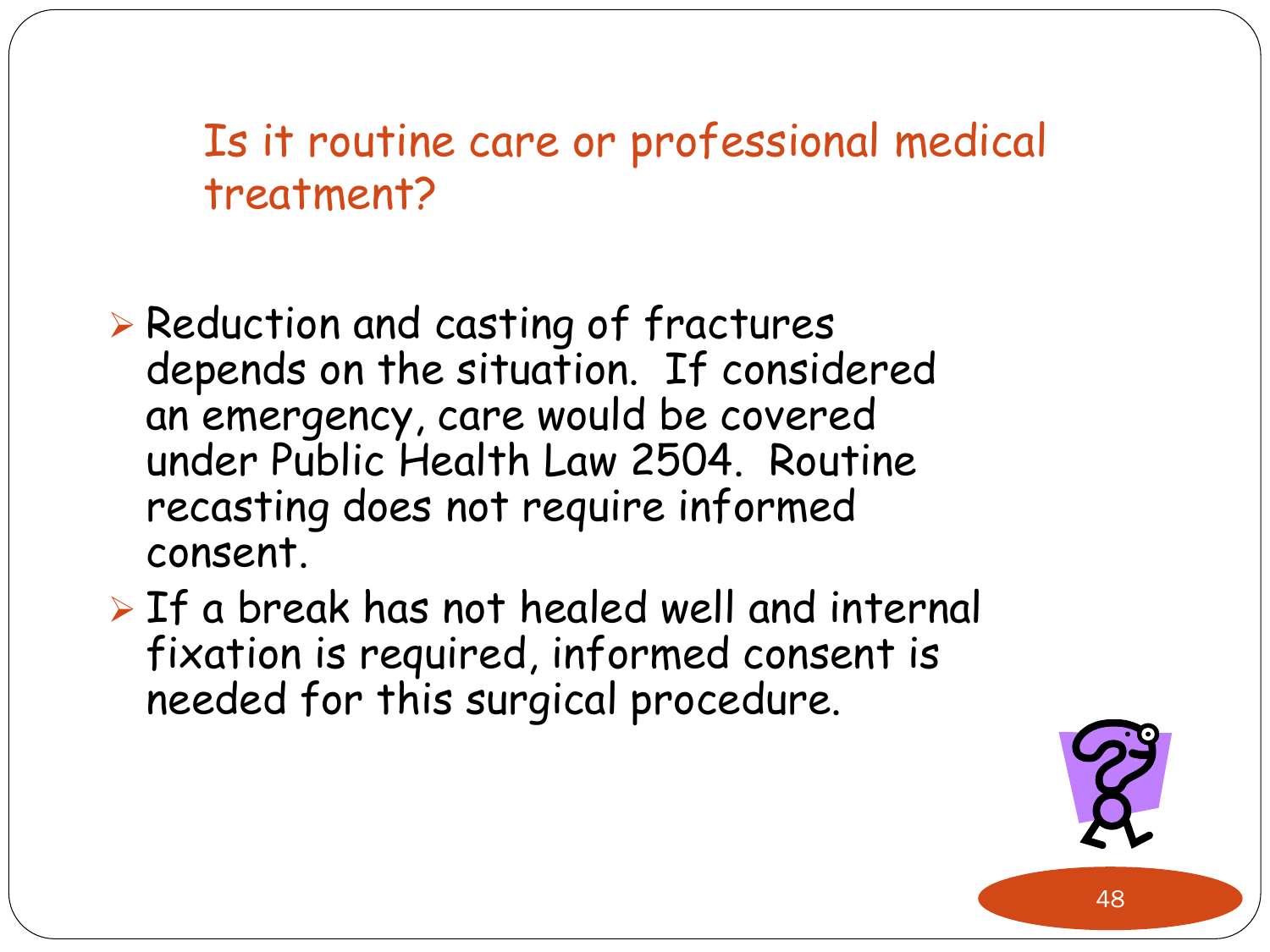## Is it routine care or professional medical treatment?

- Reduction and casting of fractures depends on the situation. If considered an emergency, care would be covered under Public Health Law 2504. Routine recasting does not require informed consent.
- If a break has not healed well and internal fixation is required, informed consent is needed for this surgical procedure.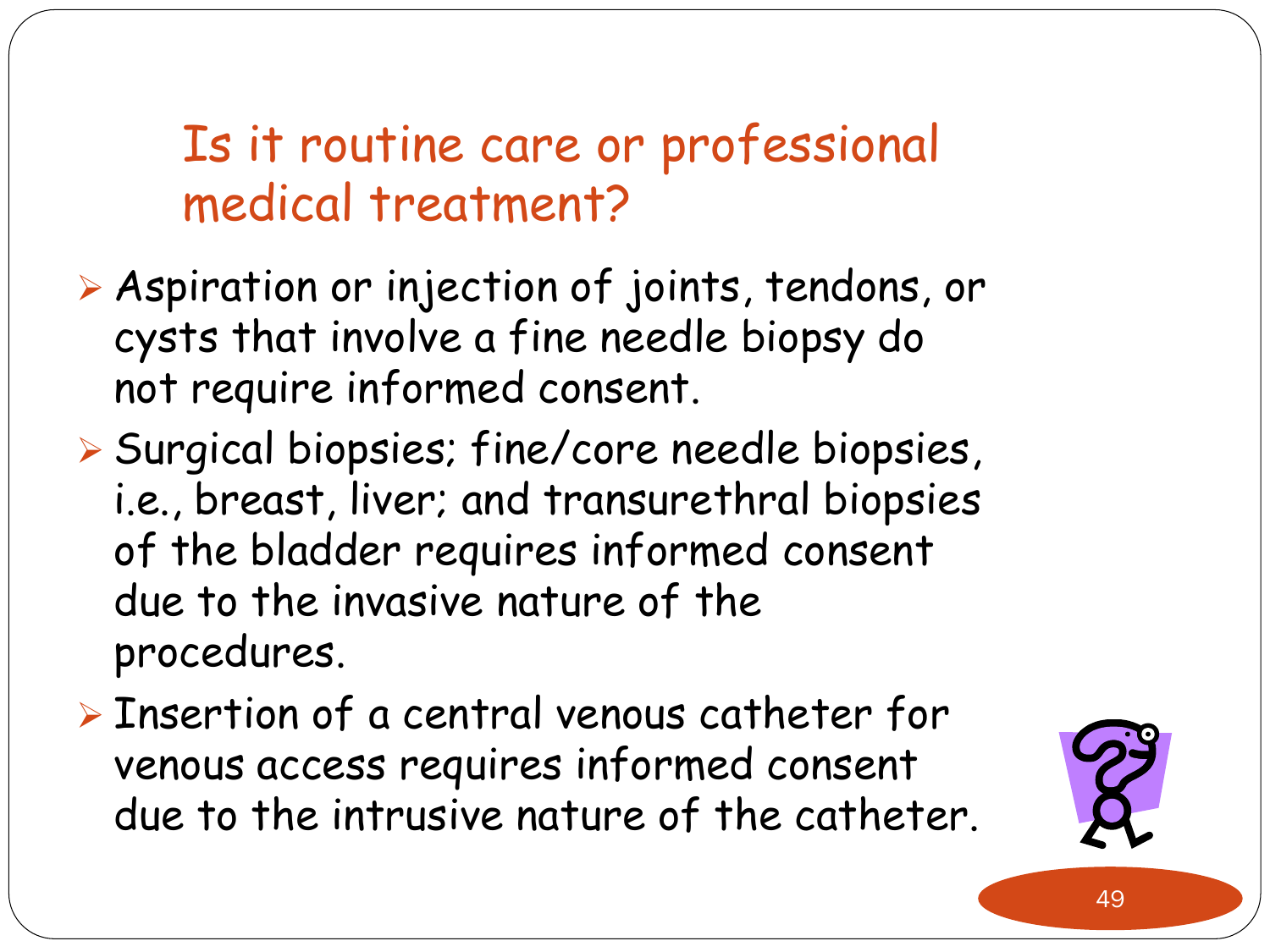## Is it routine care or professional medical treatment?

- Aspiration or injection of joints, tendons, or cysts that involve a fine needle biopsy do not require informed consent.
- Surgical biopsies; fine/core needle biopsies, i.e., breast, liver; and transurethral biopsies of the bladder requires informed consent due to the invasive nature of the procedures.
- Insertion of a central venous catheter for venous access requires informed consent due to the intrusive nature of the catheter.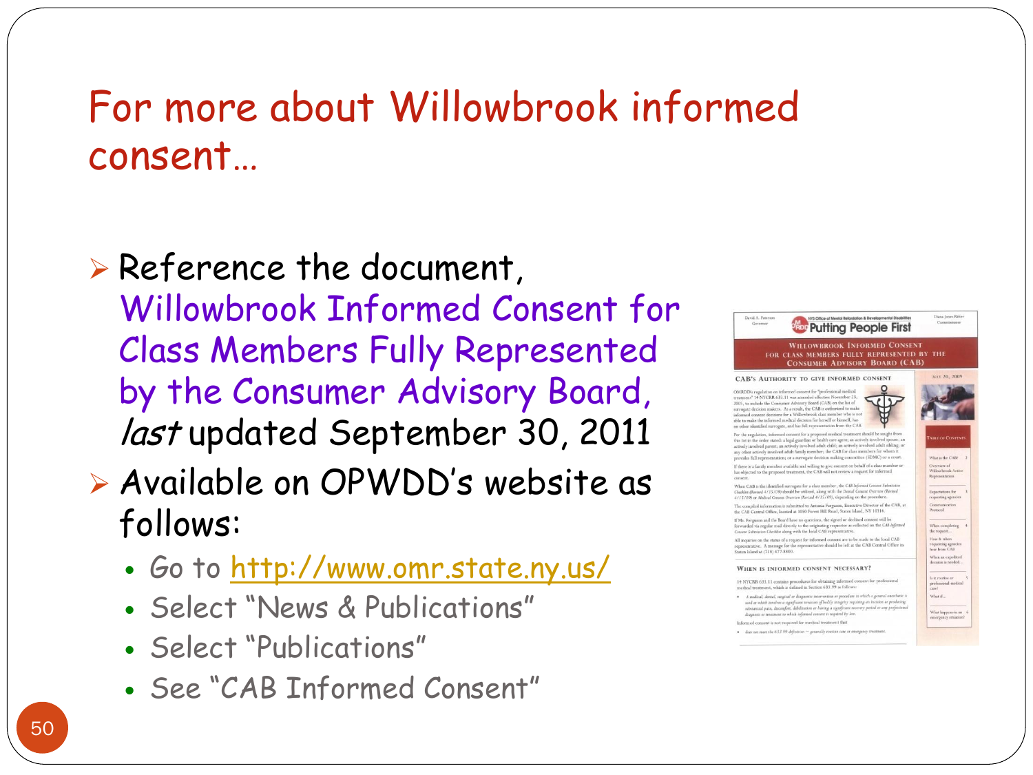# For more about Willowbrook informed consent…

- Reference the document, Willowbrook Informed Consent for Class Members Fully Represented by the Consumer Advisory Board, *last* updated September 30, 2011
- Available on OPWDD's website as follows:
  - Go to http://www.omr.state.ny.us/
  - Select "News & Publications"
  - Select "Publications"
  - See "CAB Informed Consent"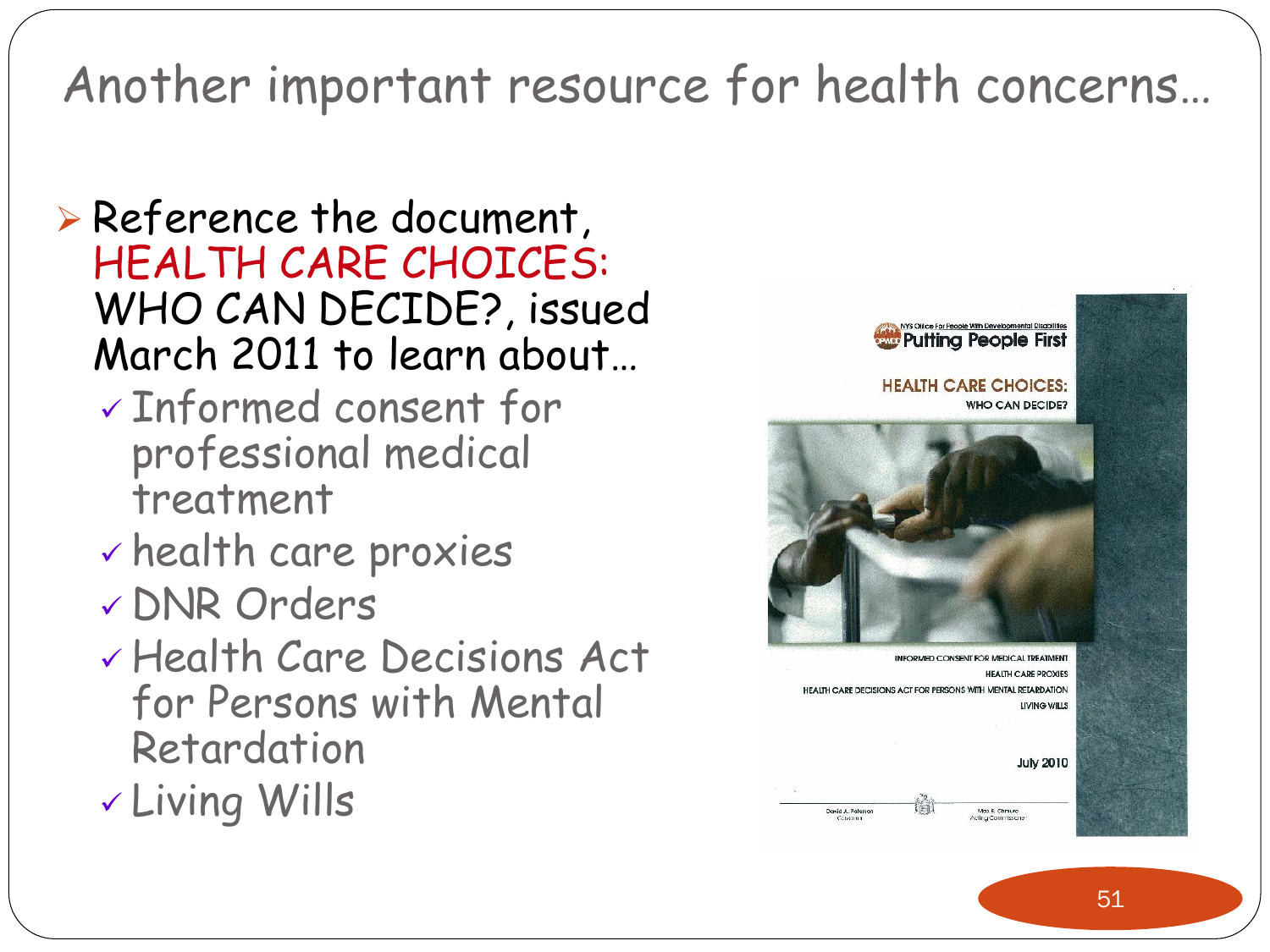# Another important resource for health concerns…

- Reference the document, HEALTH CARE CHOICES: WHO CAN DECIDE?, issued March 2011 to learn about…
  - Informed consent for professional medical treatment
  - health care proxies
  - DNR Orders
  - Health Care Decisions Act for Persons with Mental Retardation
  - Living Wills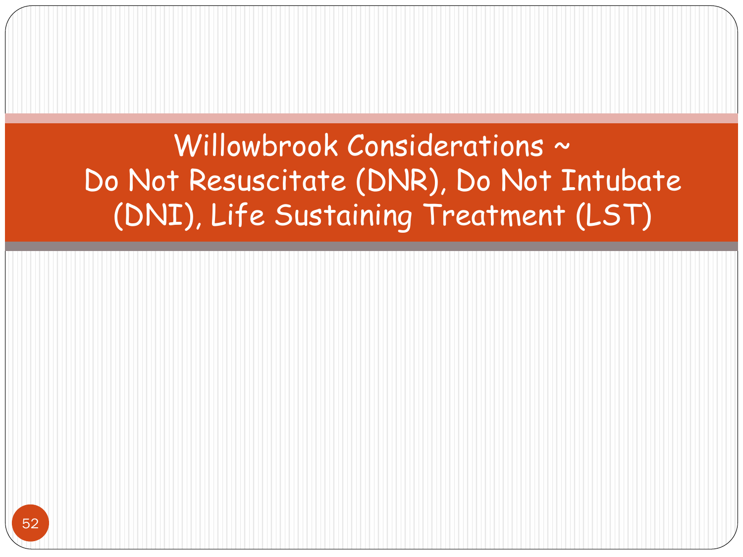# Willowbrook Considerations ~ Do Not Resuscitate (DNR), Do Not Intubate (DNI), Life Sustaining Treatment (LST)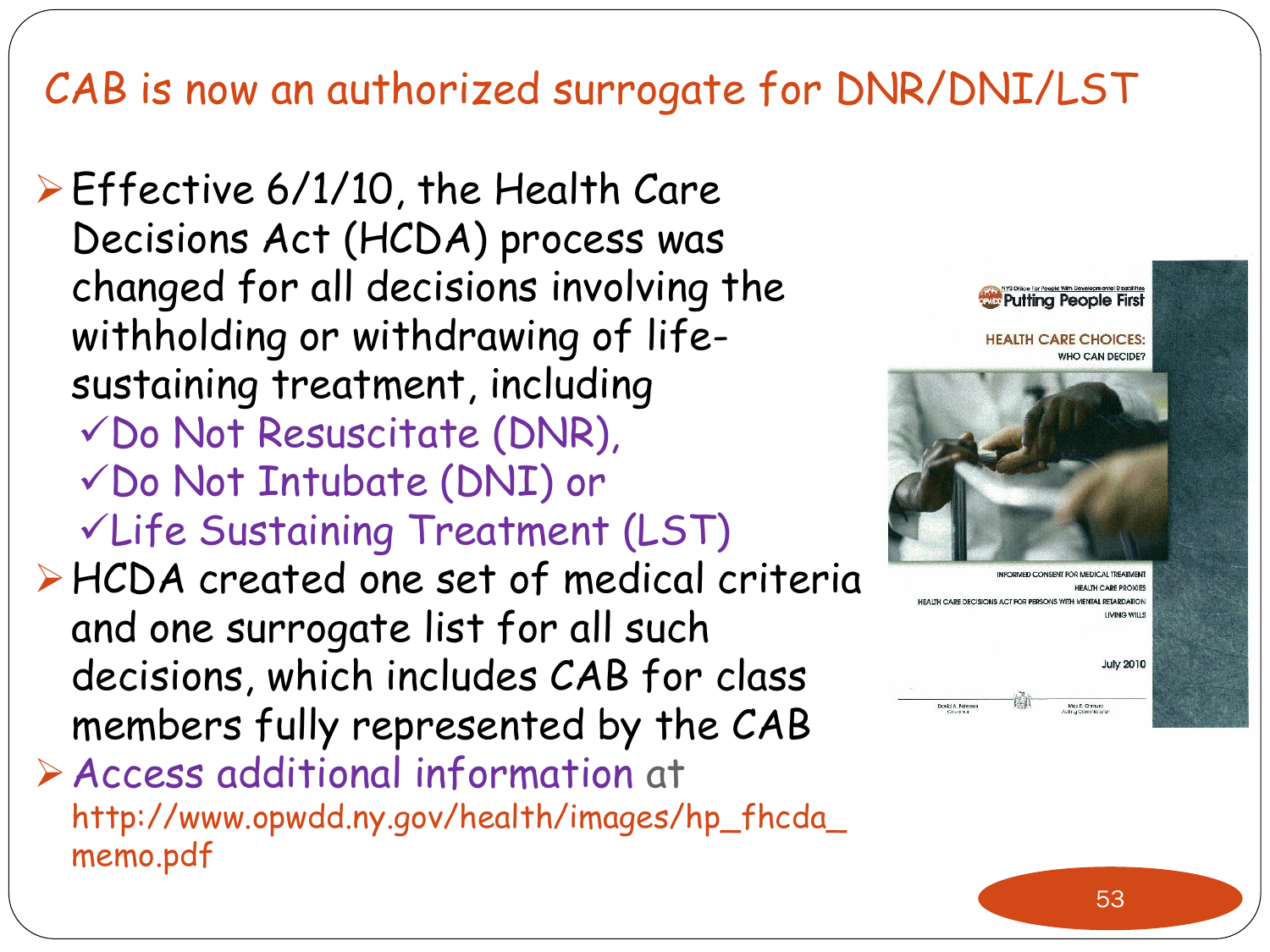# CAB is now an authorized surrogate for DNR/DNI/LST

- Effective 6/1/10, the Health Care Decisions Act (HCDA) process was changed for all decisions involving the withholding or withdrawing of life-sustaining treatment, including
  - ✓Do Not Resuscitate (DNR),
  - ✓Do Not Intubate (DNI) or
  - ✓Life Sustaining Treatment (LST)
- HCDA created one set of medical criteria and one surrogate list for all such decisions, which includes CAB for class members fully represented by the CAB
- Access additional information at http://www.opwdd.ny.gov/health/images/hp_fhcda_memo.pdf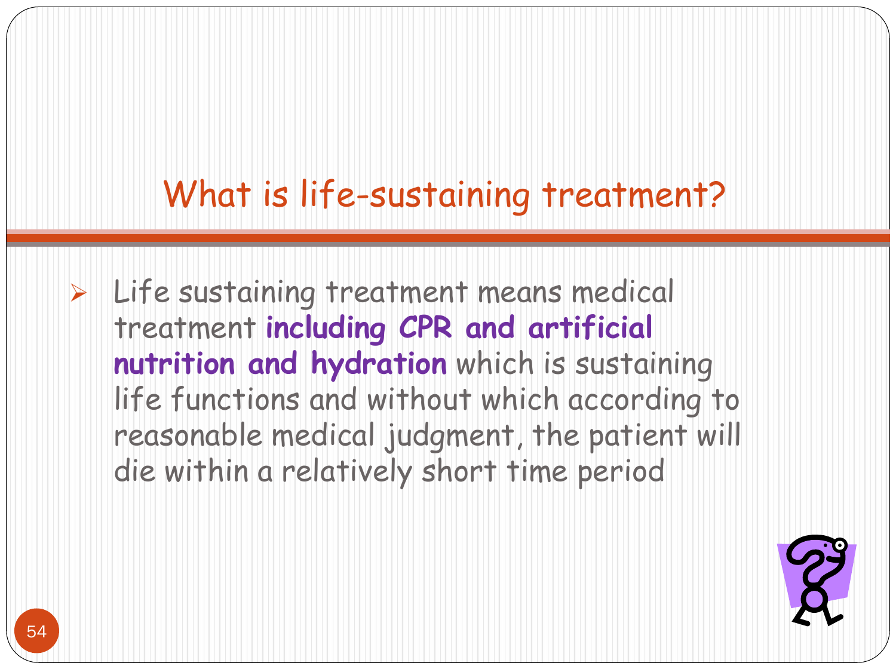## What is life-sustaining treatment?

- Life sustaining treatment means medical treatment **including CPR and artificial nutrition and hydration** which is sustaining life functions and without which according to reasonable medical judgment, the patient will die within a relatively short time period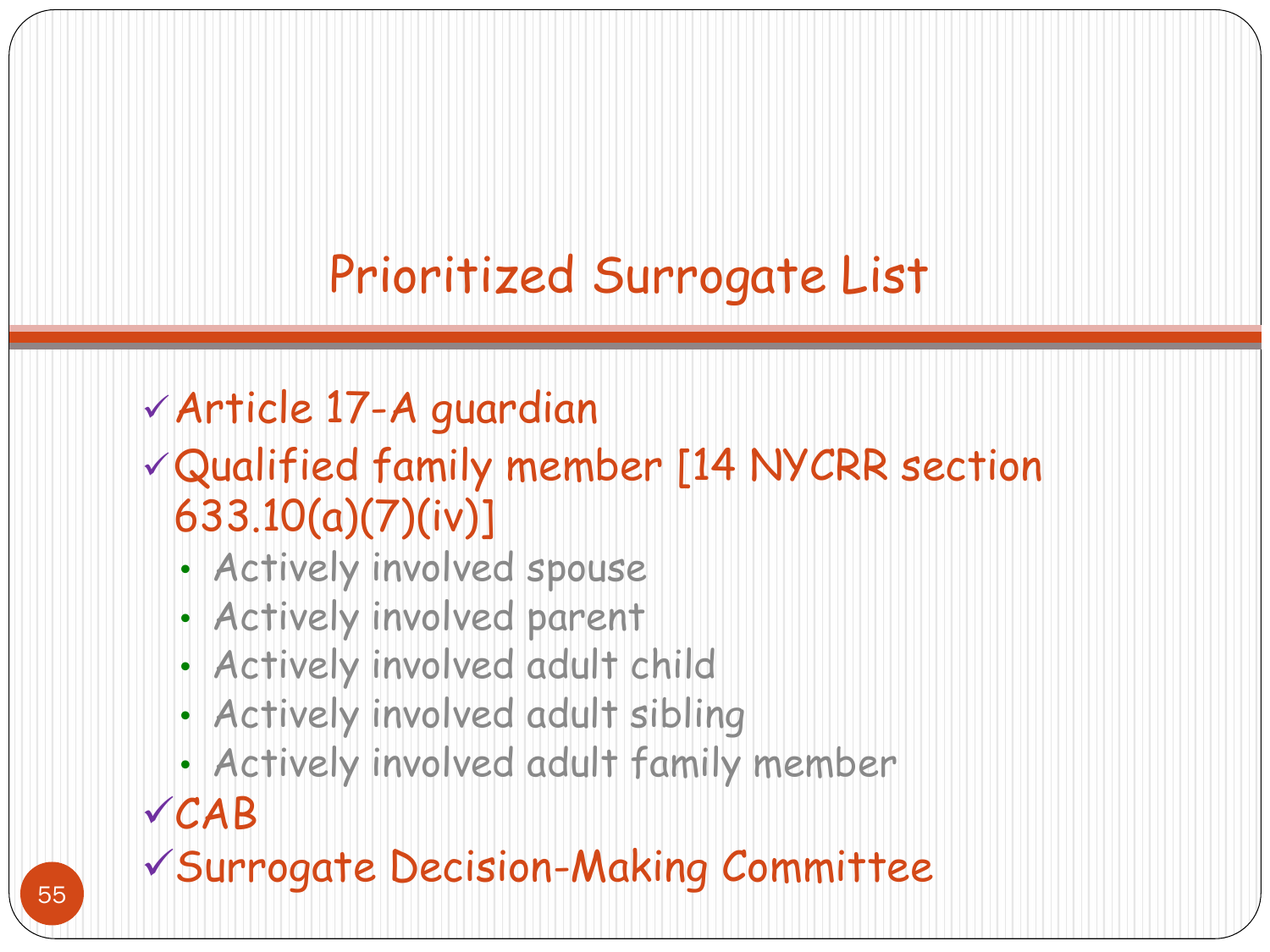# Prioritized Surrogate List

- Article 17-A guardian
- Qualified family member [14 NYCRR section 633.10(a)(7)(iv)]
  - Actively involved spouse
  - Actively involved parent
  - Actively involved adult child
  - Actively involved adult sibling
  - Actively involved adult family member
- CAB
- Surrogate Decision-Making Committee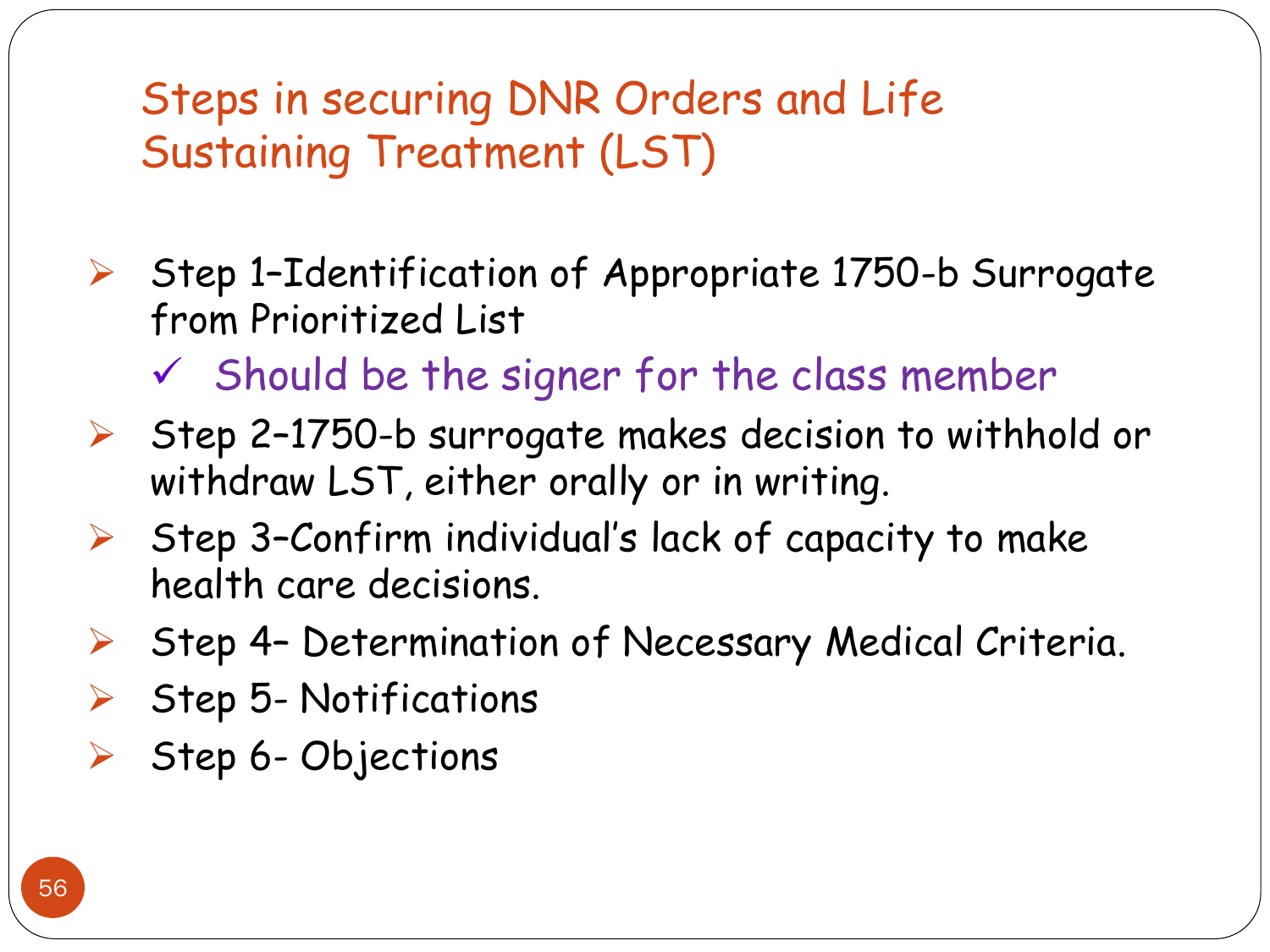# Steps in securing DNR Orders and Life Sustaining Treatment (LST)

- Step 1–Identification of Appropriate 1750-b Surrogate from Prioritized List
  - ✓ Should be the signer for the class member
- Step 2–1750-b surrogate makes decision to withhold or withdraw LST, either orally or in writing.
- Step 3–Confirm individual's lack of capacity to make health care decisions.
- Step 4– Determination of Necessary Medical Criteria.
- Step 5- Notifications
- Step 6- Objections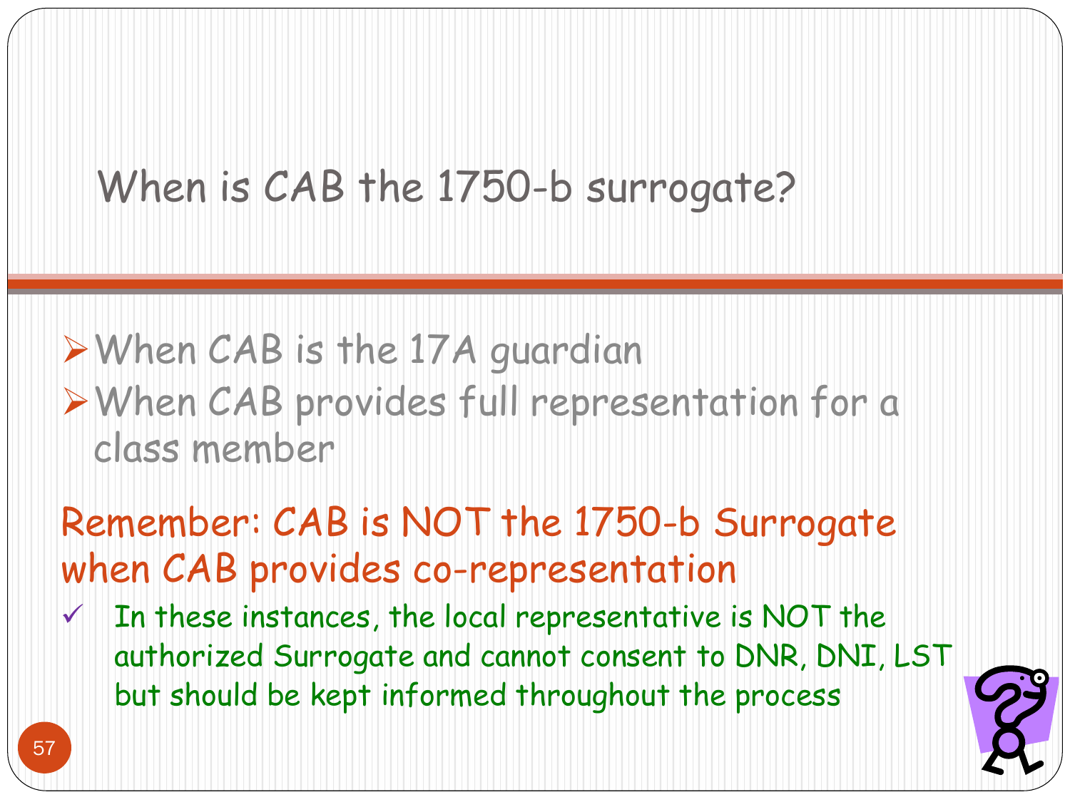# When is CAB the 1750-b surrogate?

- When CAB is the 17A guardian
- When CAB provides full representation for a class member

Remember: CAB is NOT the 1750-b Surrogate when CAB provides co-representation

- ✓ In these instances, the local representative is NOT the authorized Surrogate and cannot consent to DNR, DNI, LST but should be kept informed throughout the process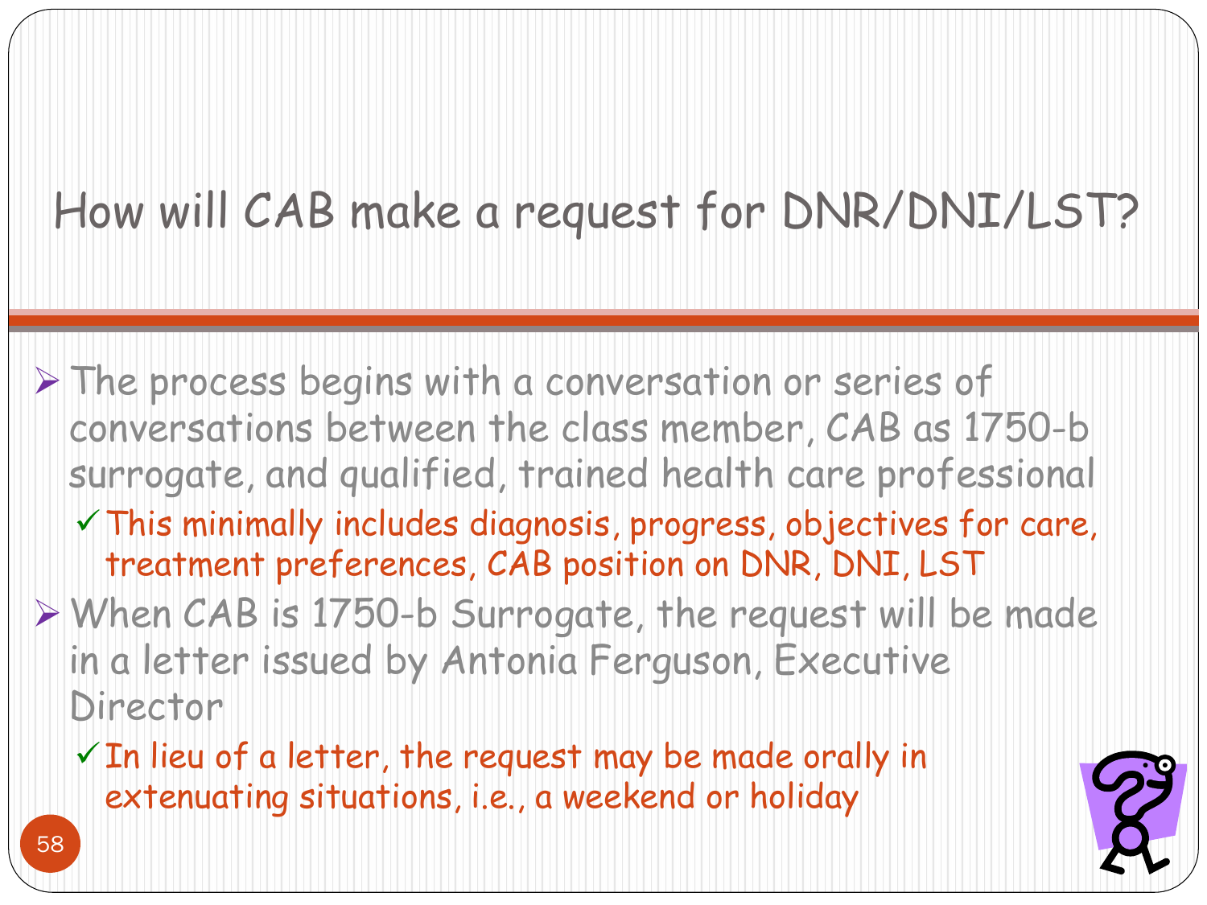# How will CAB make a request for DNR/DNI/LST?

- The process begins with a conversation or series of conversations between the class member, CAB as 1750-b surrogate, and qualified, trained health care professional
  - ✓ This minimally includes diagnosis, progress, objectives for care, treatment preferences, CAB position on DNR, DNI, LST
- When CAB is 1750-b Surrogate, the request will be made in a letter issued by Antonia Ferguson, Executive Director
  - ✓ In lieu of a letter, the request may be made orally in extenuating situations, i.e., a weekend or holiday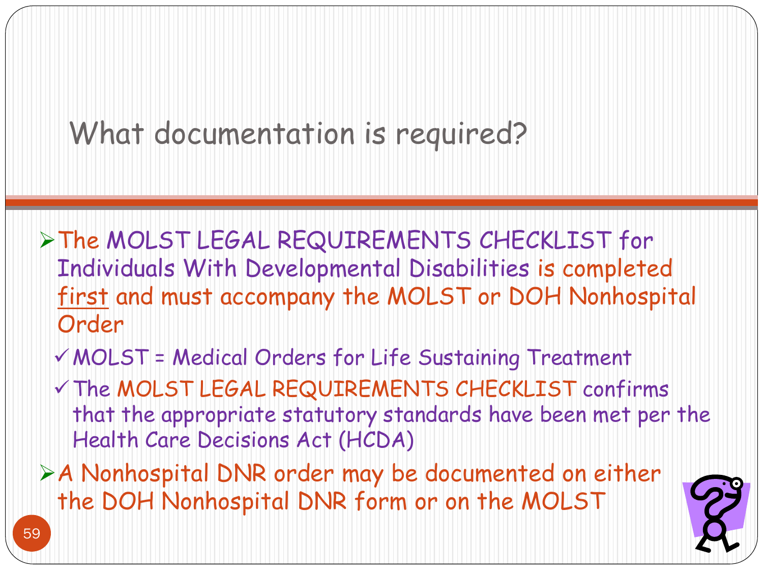# What documentation is required?

- The MOLST LEGAL REQUIREMENTS CHECKLIST for Individuals With Developmental Disabilities is completed <u>first</u> and must accompany the MOLST or DOH Nonhospital Order
  - MOLST = Medical Orders for Life Sustaining Treatment
  - The MOLST LEGAL REQUIREMENTS CHECKLIST confirms that the appropriate statutory standards have been met per the Health Care Decisions Act (HCDA)
- A Nonhospital DNR order may be documented on either the DOH Nonhospital DNR form or on the MOLST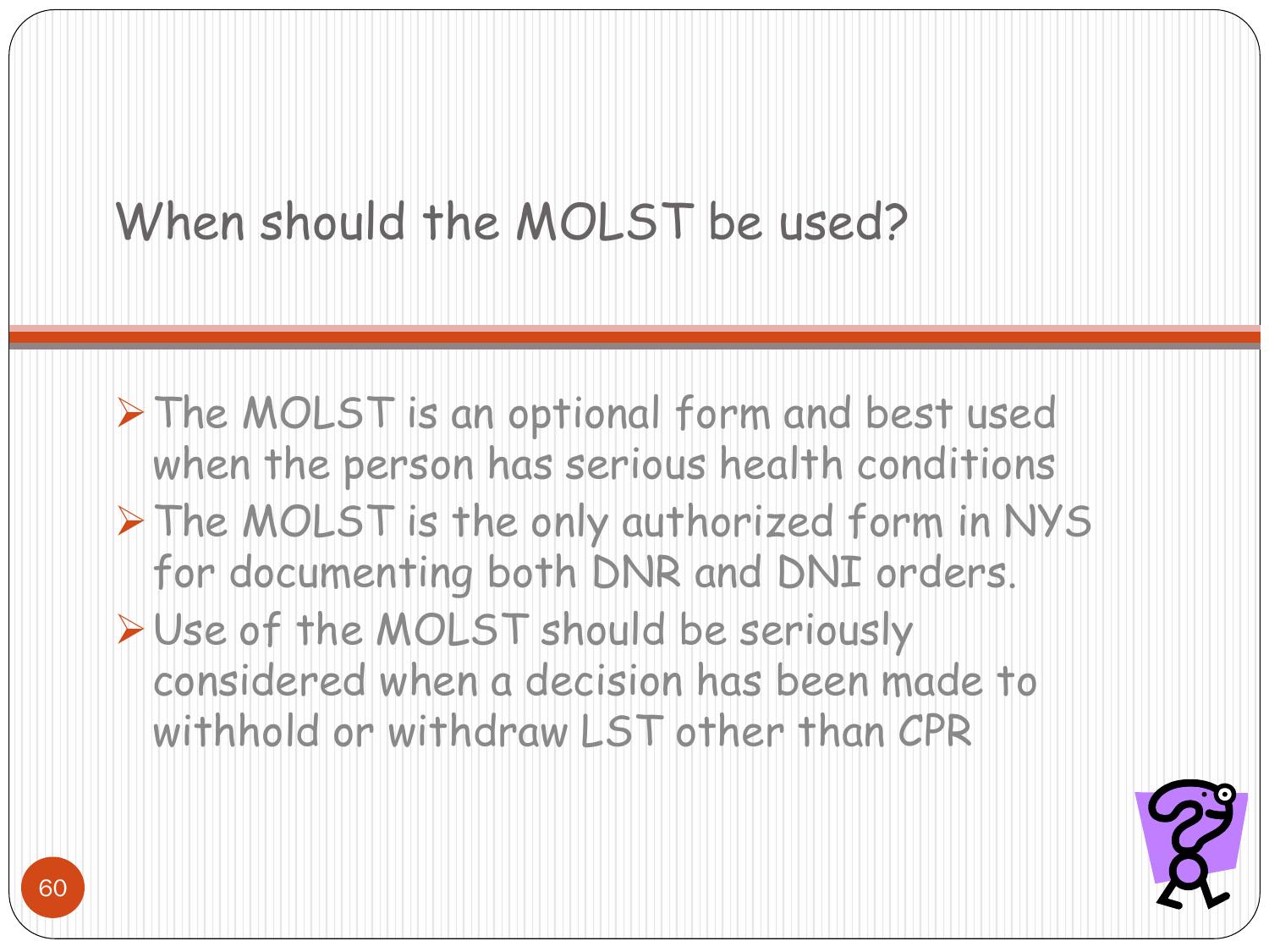# When should the MOLST be used?

- The MOLST is an optional form and best used when the person has serious health conditions
- The MOLST is the only authorized form in NYS for documenting both DNR and DNI orders.
- Use of the MOLST should be seriously considered when a decision has been made to withhold or withdraw LST other than CPR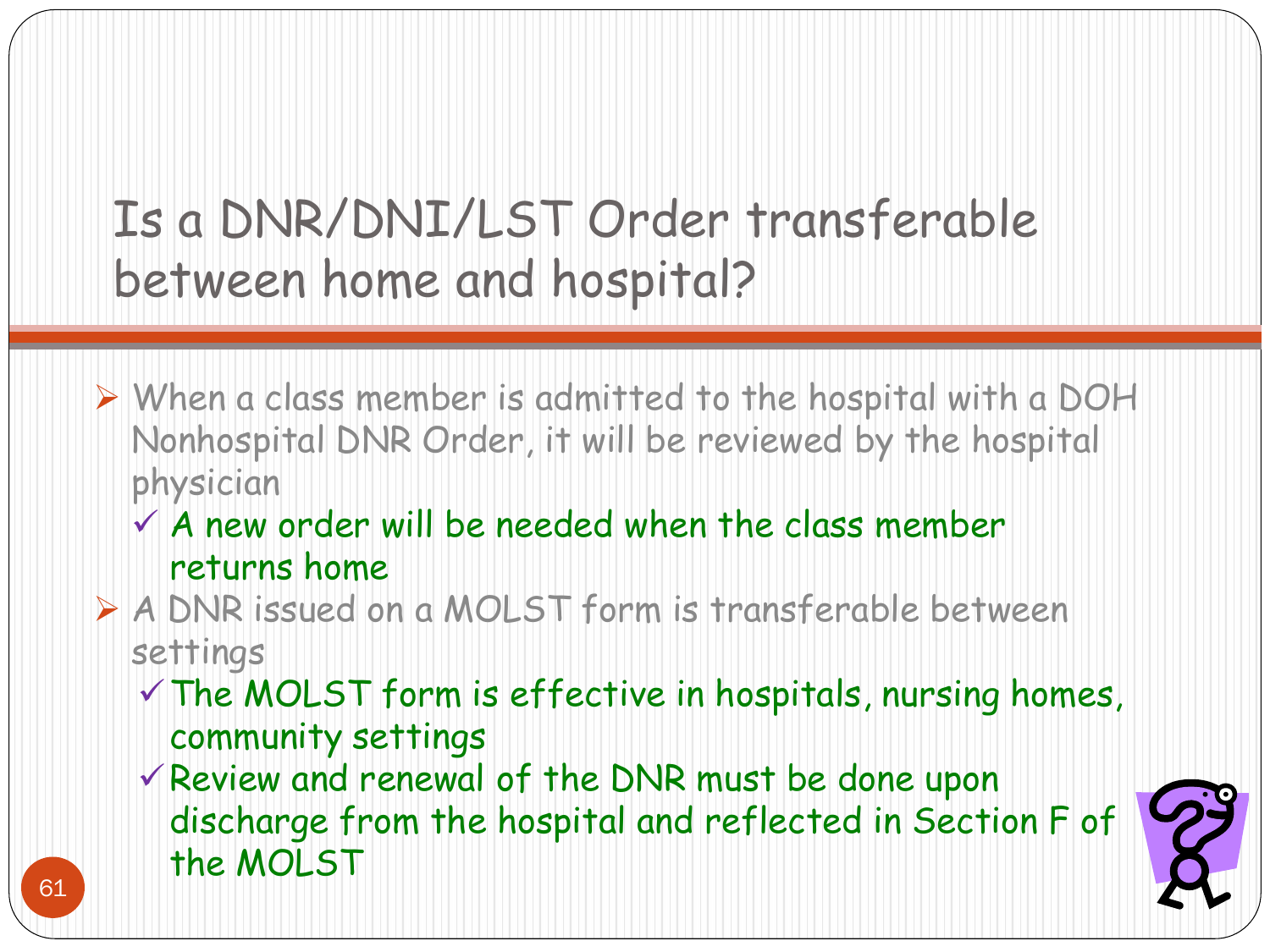# Is a DNR/DNI/LST Order transferable between home and hospital?

- When a class member is admitted to the hospital with a DOH Nonhospital DNR Order, it will be reviewed by the hospital physician
  - ✓ A new order will be needed when the class member returns home
- A DNR issued on a MOLST form is transferable between settings
  - ✓ The MOLST form is effective in hospitals, nursing homes, community settings
  - ✓ Review and renewal of the DNR must be done upon discharge from the hospital and reflected in Section F of the MOLST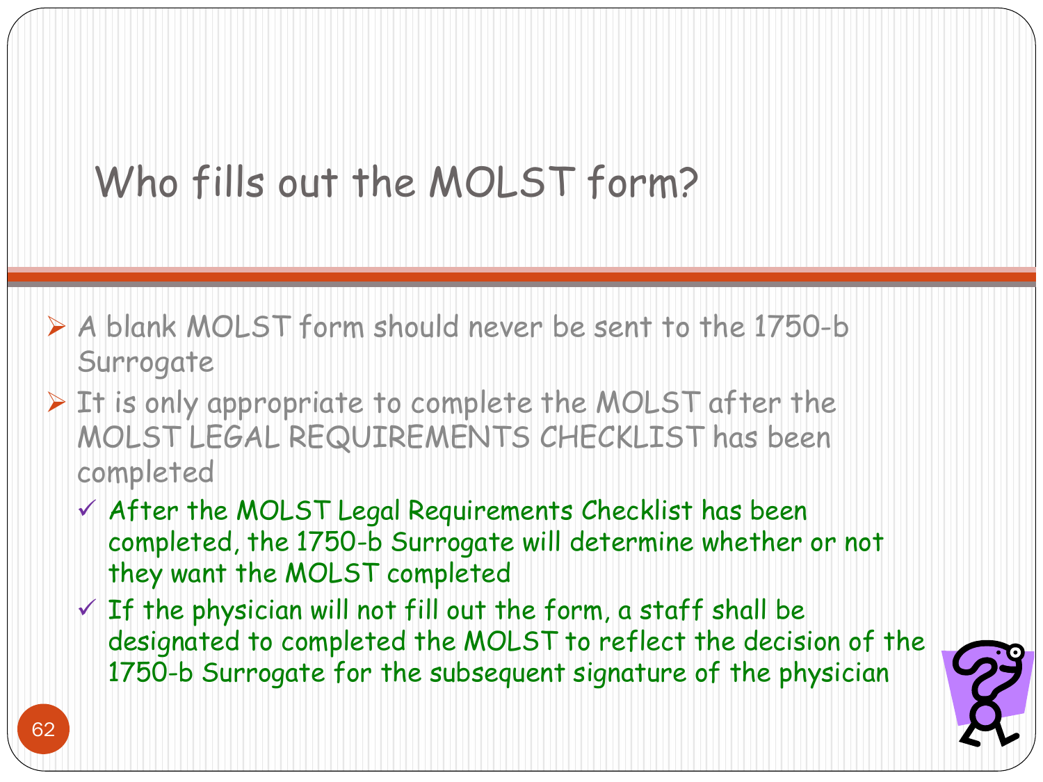# Who fills out the MOLST form?

- A blank MOLST form should never be sent to the 1750-b Surrogate
- It is only appropriate to complete the MOLST after the MOLST LEGAL REQUIREMENTS CHECKLIST has been completed
  - After the MOLST Legal Requirements Checklist has been completed, the 1750-b Surrogate will determine whether or not they want the MOLST completed
  - If the physician will not fill out the form, a staff shall be designated to completed the MOLST to reflect the decision of the 1750-b Surrogate for the subsequent signature of the physician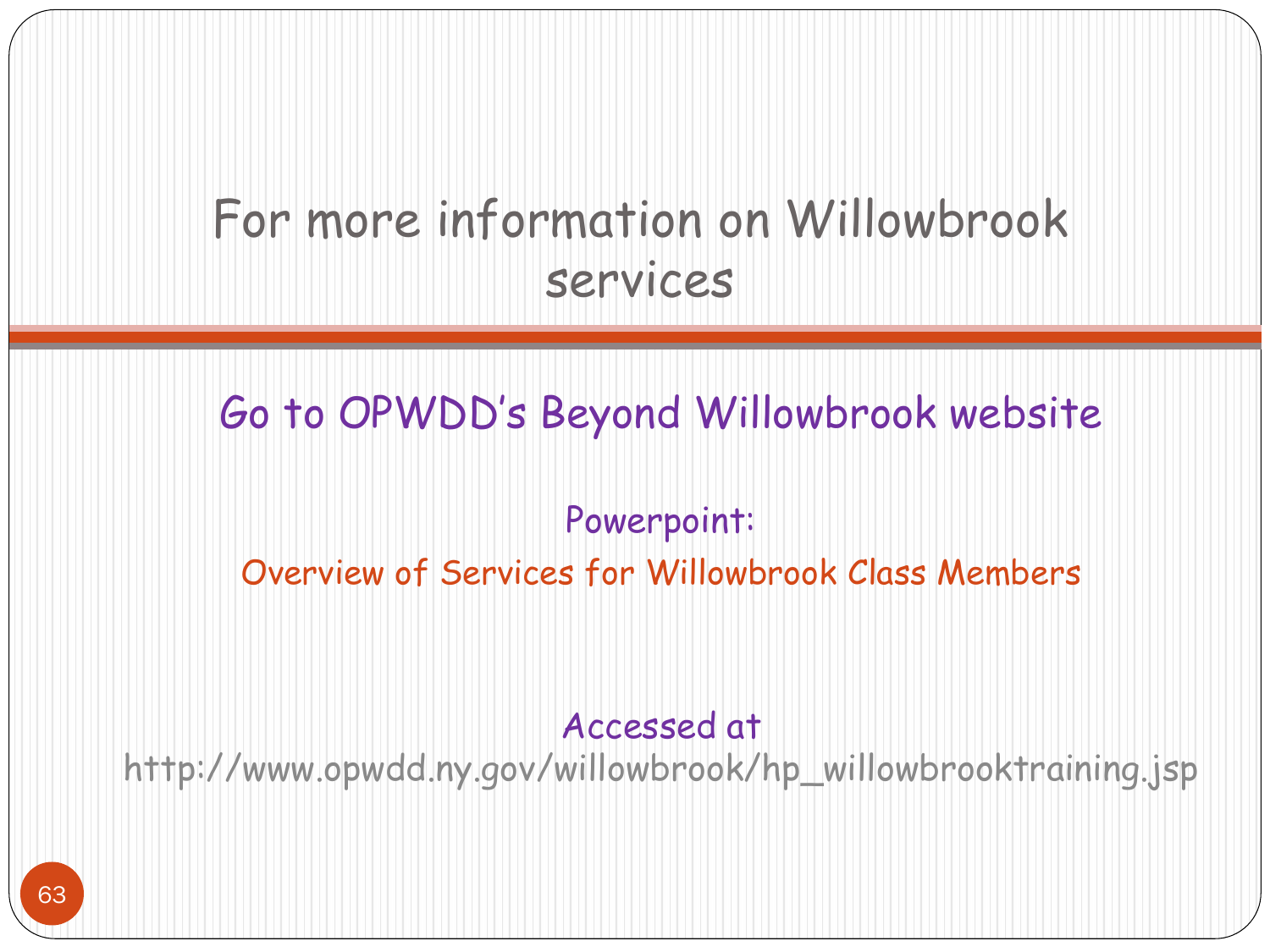# For more information on Willowbrook services

Go to OPWDD's Beyond Willowbrook website

Powerpoint:

Overview of Services for Willowbrook Class Members

Accessed at

http://www.opwdd.ny.gov/willowbrook/hp_willowbrooktraining.jsp